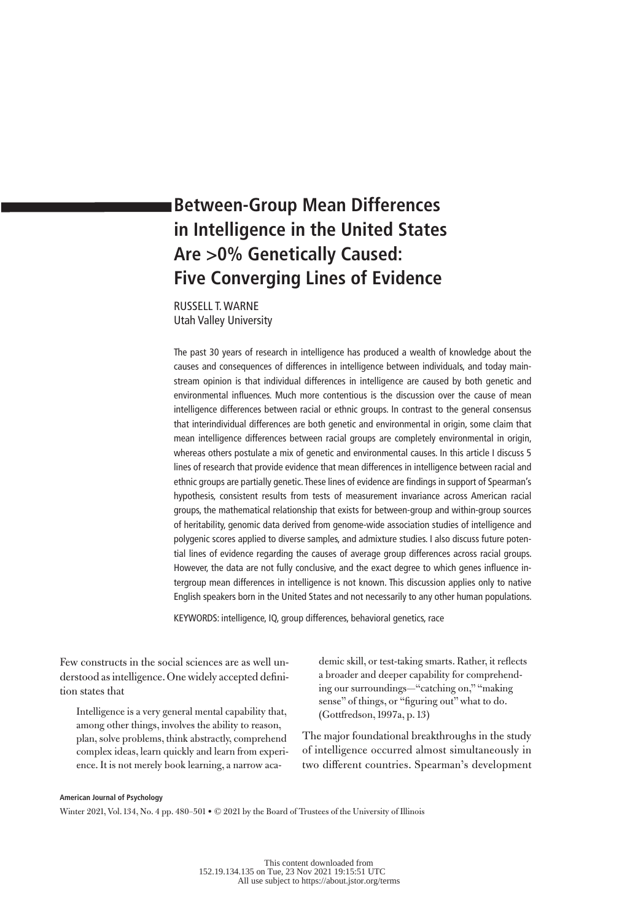# Between-Group Mean Differences in Intelligence in the United States Are >0% Genetically Caused: Five Converging Lines of Evidence

RUSSELL T. WARNE
Utah Valley University

The past 30 years of research in intelligence has produced a wealth of knowledge about the causes and consequences of differences in intelligence between individuals, and today mainstream opinion is that individual differences in intelligence are caused by both genetic and environmental influences. Much more contentious is the discussion over the cause of mean intelligence differences between racial or ethnic groups. In contrast to the general consensus that interindividual differences are both genetic and environmental in origin, some claim that mean intelligence differences between racial groups are completely environmental in origin, whereas others postulate a mix of genetic and environmental causes. In this article I discuss 5 lines of research that provide evidence that mean differences in intelligence between racial and ethnic groups are partially genetic. These lines of evidence are findings in support of Spearman's hypothesis, consistent results from tests of measurement invariance across American racial groups, the mathematical relationship that exists for between-group and within-group sources of heritability, genomic data derived from genome-wide association studies of intelligence and polygenic scores applied to diverse samples, and admixture studies. I also discuss future potential lines of evidence regarding the causes of average group differences across racial groups. However, the data are not fully conclusive, and the exact degree to which genes influence intergroup mean differences in intelligence is not known. This discussion applies only to native English speakers born in the United States and not necessarily to any other human populations.

KEYWORDS: intelligence, IQ, group differences, behavioral genetics, race

Few constructs in the social sciences are as well understood as intelligence. One widely accepted definition states that

> Intelligence is a very general mental capability that, among other things, involves the ability to reason, plan, solve problems, think abstractly, comprehend complex ideas, learn quickly and learn from experience. It is not merely book learning, a narrow academic skill, or test-taking smarts. Rather, it reflects a broader and deeper capability for comprehending our surroundings—"catching on," "making sense" of things, or "figuring out" what to do. (Gottfredson, 1997a, p. 13)

The major foundational breakthroughs in the study of intelligence occurred almost simultaneously in two different countries. Spearman's development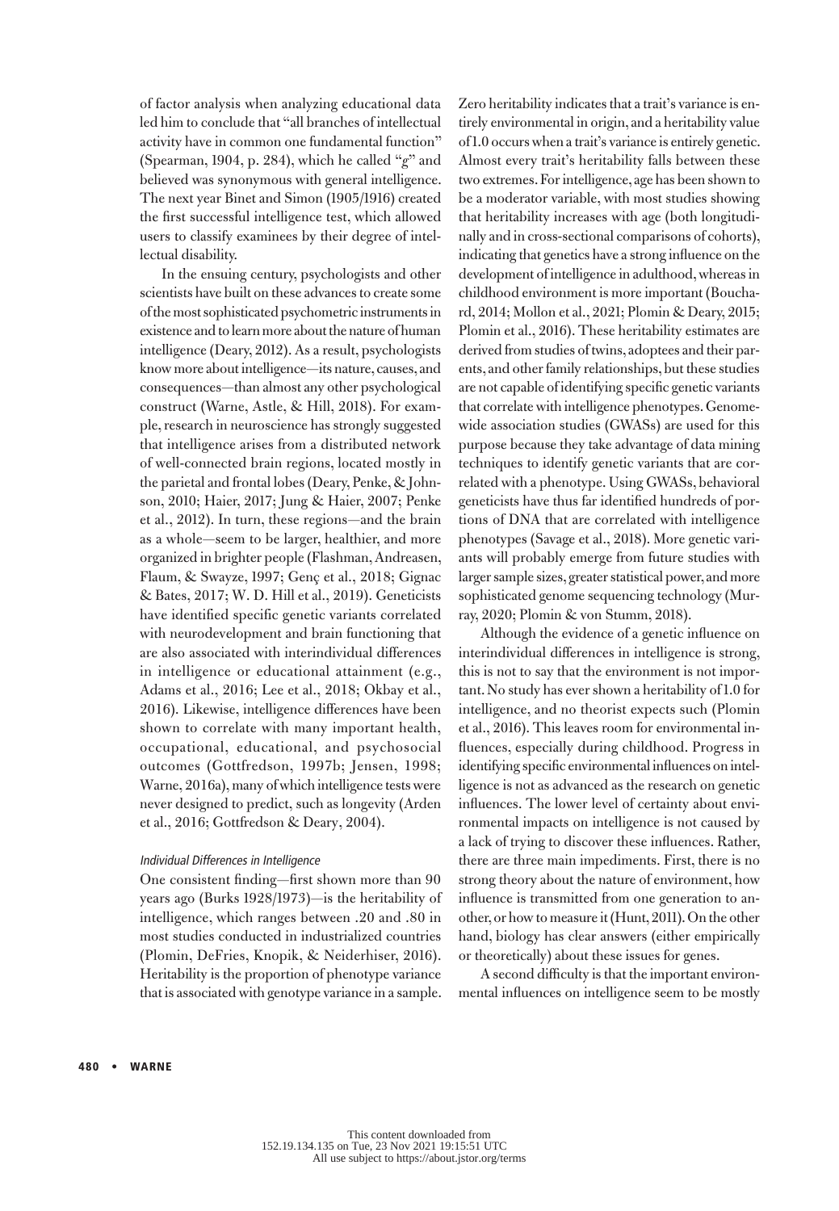of factor analysis when analyzing educational data led him to conclude that "all branches of intellectual activity have in common one fundamental function" (Spearman, 1904, p. 284), which he called "*g*" and believed was synonymous with general intelligence. The next year Binet and Simon (1905/1916) created the first successful intelligence test, which allowed users to classify examinees by their degree of intellectual disability.

In the ensuing century, psychologists and other scientists have built on these advances to create some of the most sophisticated psychometric instruments in existence and to learn more about the nature of human intelligence (Deary, 2012). As a result, psychologists know more about intelligence—its nature, causes, and consequences—than almost any other psychological construct (Warne, Astle, & Hill, 2018). For example, research in neuroscience has strongly suggested that intelligence arises from a distributed network of well-connected brain regions, located mostly in the parietal and frontal lobes (Deary, Penke, & Johnson, 2010; Haier, 2017; Jung & Haier, 2007; Penke et al., 2012). In turn, these regions—and the brain as a whole—seem to be larger, healthier, and more organized in brighter people (Flashman, Andreasen, Flaum, & Swayze, 1997; Genç et al., 2018; Gignac & Bates, 2017; W. D. Hill et al., 2019). Geneticists have identified specific genetic variants correlated with neurodevelopment and brain functioning that are also associated with interindividual differences in intelligence or educational attainment (e.g., Adams et al., 2016; Lee et al., 2018; Okbay et al., 2016). Likewise, intelligence differences have been shown to correlate with many important health, occupational, educational, and psychosocial outcomes (Gottfredson, 1997b; Jensen, 1998; Warne, 2016a), many of which intelligence tests were never designed to predict, such as longevity (Arden et al., 2016; Gottfredson & Deary, 2004).

### *Individual Differences in Intelligence*

One consistent finding—first shown more than 90 years ago (Burks 1928/1973)—is the heritability of intelligence, which ranges between .20 and .80 in most studies conducted in industrialized countries (Plomin, DeFries, Knopik, & Neiderhiser, 2016). Heritability is the proportion of phenotype variance that is associated with genotype variance in a sample. Zero heritability indicates that a trait's variance is entirely environmental in origin, and a heritability value of 1.0 occurs when a trait's variance is entirely genetic. Almost every trait's heritability falls between these two extremes. For intelligence, age has been shown to be a moderator variable, with most studies showing that heritability increases with age (both longitudinally and in cross-sectional comparisons of cohorts), indicating that genetics have a strong influence on the development of intelligence in adulthood, whereas in childhood environment is more important (Bouchard, 2014; Mollon et al., 2021; Plomin & Deary, 2015; Plomin et al., 2016). These heritability estimates are derived from studies of twins, adoptees and their parents, and other family relationships, but these studies are not capable of identifying specific genetic variants that correlate with intelligence phenotypes. Genome-wide association studies (GWASs) are used for this purpose because they take advantage of data mining techniques to identify genetic variants that are correlated with a phenotype. Using GWASs, behavioral geneticists have thus far identified hundreds of portions of DNA that are correlated with intelligence phenotypes (Savage et al., 2018). More genetic variants will probably emerge from future studies with larger sample sizes, greater statistical power, and more sophisticated genome sequencing technology (Murray, 2020; Plomin & von Stumm, 2018).

Although the evidence of a genetic influence on interindividual differences in intelligence is strong, this is not to say that the environment is not important. No study has ever shown a heritability of 1.0 for intelligence, and no theorist expects such (Plomin et al., 2016). This leaves room for environmental influences, especially during childhood. Progress in identifying specific environmental influences on intelligence is not as advanced as the research on genetic influences. The lower level of certainty about environmental impacts on intelligence is not caused by a lack of trying to discover these influences. Rather, there are three main impediments. First, there is no strong theory about the nature of environment, how influence is transmitted from one generation to another, or how to measure it (Hunt, 2011). On the other hand, biology has clear answers (either empirically or theoretically) about these issues for genes.

A second difficulty is that the important environmental influences on intelligence seem to be mostly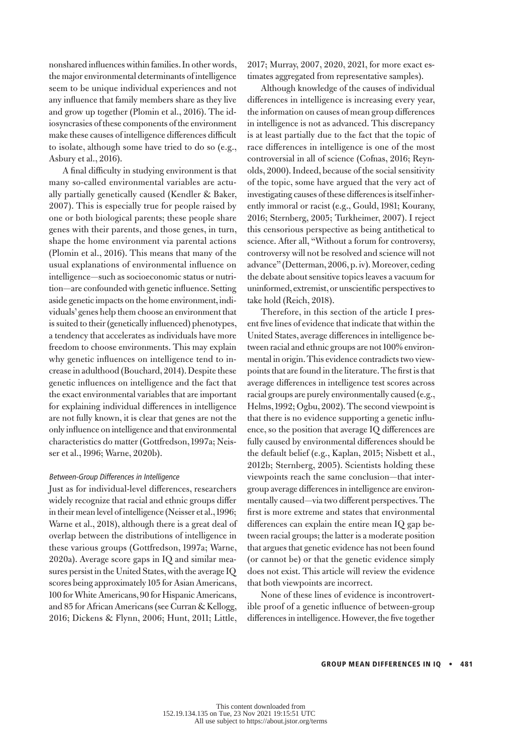nonshared influences within families. In other words, the major environmental determinants of intelligence seem to be unique individual experiences and not any influence that family members share as they live and grow up together (Plomin et al., 2016). The idiosyncrasies of these components of the environment make these causes of intelligence differences difficult to isolate, although some have tried to do so (e.g., Asbury et al., 2016).

A final difficulty in studying environment is that many so-called environmental variables are actually partially genetically caused (Kendler & Baker, 2007). This is especially true for people raised by one or both biological parents; these people share genes with their parents, and those genes, in turn, shape the home environment via parental actions (Plomin et al., 2016). This means that many of the usual explanations of environmental influence on intelligence—such as socioeconomic status or nutrition—are confounded with genetic influence. Setting aside genetic impacts on the home environment, individuals' genes help them choose an environment that is suited to their (genetically influenced) phenotypes, a tendency that accelerates as individuals have more freedom to choose environments. This may explain why genetic influences on intelligence tend to increase in adulthood (Bouchard, 2014). Despite these genetic influences on intelligence and the fact that the exact environmental variables that are important for explaining individual differences in intelligence are not fully known, it is clear that genes are not the only influence on intelligence and that environmental characteristics do matter (Gottfredson, 1997a; Neisser et al., 1996; Warne, 2020b).

### *Between-Group Differences in Intelligence*

Just as for individual-level differences, researchers widely recognize that racial and ethnic groups differ in their mean level of intelligence (Neisser et al., 1996; Warne et al., 2018), although there is a great deal of overlap between the distributions of intelligence in these various groups (Gottfredson, 1997a; Warne, 2020a). Average score gaps in IQ and similar measures persist in the United States, with the average IQ scores being approximately 105 for Asian Americans, 100 for White Americans, 90 for Hispanic Americans, and 85 for African Americans (see Curran & Kellogg, 2016; Dickens & Flynn, 2006; Hunt, 2011; Little, 2017; Murray, 2007, 2020, 2021, for more exact estimates aggregated from representative samples).

Although knowledge of the causes of individual differences in intelligence is increasing every year, the information on causes of mean group differences in intelligence is not as advanced. This discrepancy is at least partially due to the fact that the topic of race differences in intelligence is one of the most controversial in all of science (Cofnas, 2016; Reynolds, 2000). Indeed, because of the social sensitivity of the topic, some have argued that the very act of investigating causes of these differences is itself inherently immoral or racist (e.g., Gould, 1981; Kourany, 2016; Sternberg, 2005; Turkheimer, 2007). I reject this censorious perspective as being antithetical to science. After all, "Without a forum for controversy, controversy will not be resolved and science will not advance" (Detterman, 2006, p. iv). Moreover, ceding the debate about sensitive topics leaves a vacuum for uninformed, extremist, or unscientific perspectives to take hold (Reich, 2018).

Therefore, in this section of the article I present five lines of evidence that indicate that within the United States, average differences in intelligence between racial and ethnic groups are not 100% environmental in origin. This evidence contradicts two viewpoints that are found in the literature. The first is that average differences in intelligence test scores across racial groups are purely environmentally caused (e.g., Helms, 1992; Ogbu, 2002). The second viewpoint is that there is no evidence supporting a genetic influence, so the position that average IQ differences are fully caused by environmental differences should be the default belief (e.g., Kaplan, 2015; Nisbett et al., 2012b; Sternberg, 2005). Scientists holding these viewpoints reach the same conclusion—that intergroup average differences in intelligence are environmentally caused—via two different perspectives. The first is more extreme and states that environmental differences can explain the entire mean IQ gap between racial groups; the latter is a moderate position that argues that genetic evidence has not been found (or cannot be) or that the genetic evidence simply does not exist. This article will review the evidence that both viewpoints are incorrect.

None of these lines of evidence is incontrovertible proof of a genetic influence of between-group differences in intelligence. However, the five together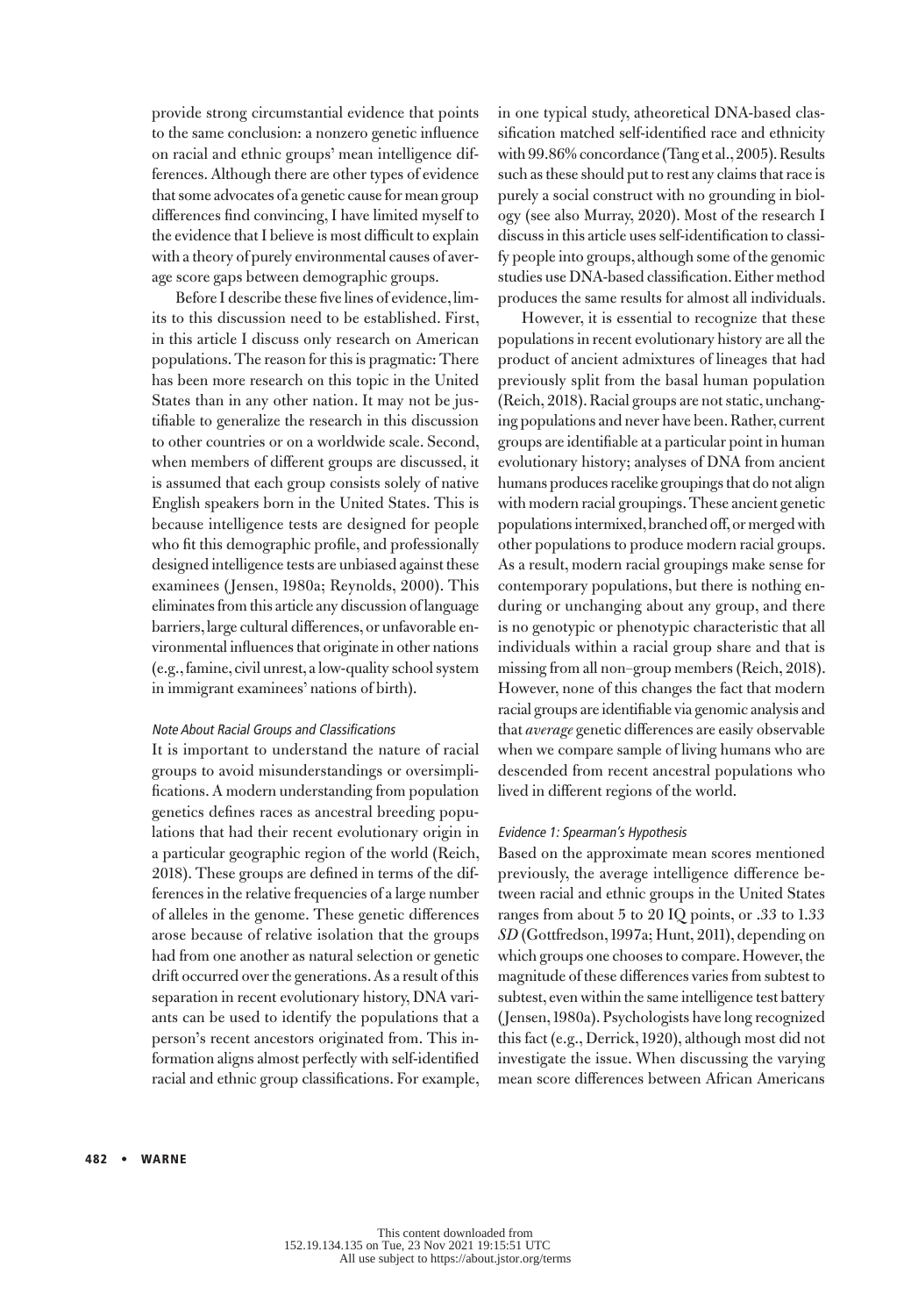provide strong circumstantial evidence that points to the same conclusion: a nonzero genetic influence on racial and ethnic groups' mean intelligence differences. Although there are other types of evidence that some advocates of a genetic cause for mean group differences find convincing, I have limited myself to the evidence that I believe is most difficult to explain with a theory of purely environmental causes of average score gaps between demographic groups.

Before I describe these five lines of evidence, limits to this discussion need to be established. First, in this article I discuss only research on American populations. The reason for this is pragmatic: There has been more research on this topic in the United States than in any other nation. It may not be justifiable to generalize the research in this discussion to other countries or on a worldwide scale. Second, when members of different groups are discussed, it is assumed that each group consists solely of native English speakers born in the United States. This is because intelligence tests are designed for people who fit this demographic profile, and professionally designed intelligence tests are unbiased against these examinees (Jensen, 1980a; Reynolds, 2000). This eliminates from this article any discussion of language barriers, large cultural differences, or unfavorable environmental influences that originate in other nations (e.g., famine, civil unrest, a low-quality school system in immigrant examinees' nations of birth).

#### *Note About Racial Groups and Classifications*

It is important to understand the nature of racial groups to avoid misunderstandings or oversimplifications. A modern understanding from population genetics defines races as ancestral breeding populations that had their recent evolutionary origin in a particular geographic region of the world (Reich, 2018). These groups are defined in terms of the differences in the relative frequencies of a large number of alleles in the genome. These genetic differences arose because of relative isolation that the groups had from one another as natural selection or genetic drift occurred over the generations. As a result of this separation in recent evolutionary history, DNA variants can be used to identify the populations that a person's recent ancestors originated from. This information aligns almost perfectly with self-identified racial and ethnic group classifications. For example, in one typical study, atheoretical DNA-based classification matched self-identified race and ethnicity with 99.86% concordance (Tang et al., 2005). Results such as these should put to rest any claims that race is purely a social construct with no grounding in biology (see also Murray, 2020). Most of the research I discuss in this article uses self-identification to classify people into groups, although some of the genomic studies use DNA-based classification. Either method produces the same results for almost all individuals.

However, it is essential to recognize that these populations in recent evolutionary history are all the product of ancient admixtures of lineages that had previously split from the basal human population (Reich, 2018). Racial groups are not static, unchanging populations and never have been. Rather, current groups are identifiable at a particular point in human evolutionary history; analyses of DNA from ancient humans produces racelike groupings that do not align with modern racial groupings. These ancient genetic populations intermixed, branched off, or merged with other populations to produce modern racial groups. As a result, modern racial groupings make sense for contemporary populations, but there is nothing enduring or unchanging about any group, and there is no genotypic or phenotypic characteristic that all individuals within a racial group share and that is missing from all non–group members (Reich, 2018). However, none of this changes the fact that modern racial groups are identifiable via genomic analysis and that *average* genetic differences are easily observable when we compare sample of living humans who are descended from recent ancestral populations who lived in different regions of the world.

#### *Evidence 1: Spearman's Hypothesis*

Based on the approximate mean scores mentioned previously, the average intelligence difference between racial and ethnic groups in the United States ranges from about 5 to 20 IQ points, or .33 to 1.33 *SD* (Gottfredson, 1997a; Hunt, 2011), depending on which groups one chooses to compare. However, the magnitude of these differences varies from subtest to subtest, even within the same intelligence test battery (Jensen, 1980a). Psychologists have long recognized this fact (e.g., Derrick, 1920), although most did not investigate the issue. When discussing the varying mean score differences between African Americans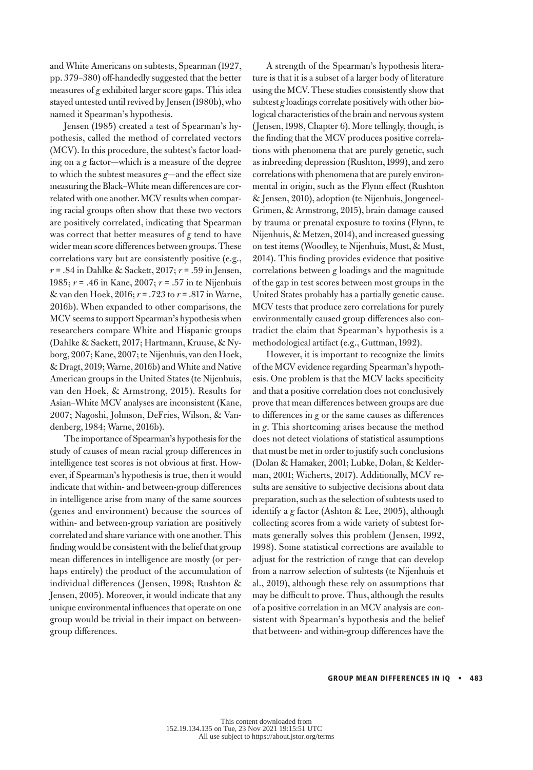and White Americans on subtests, Spearman (1927, pp. 379–380) off-handedly suggested that the better measures of *g* exhibited larger score gaps. This idea stayed untested until revived by Jensen (1980b), who named it Spearman's hypothesis.

Jensen (1985) created a test of Spearman's hypothesis, called the method of correlated vectors (MCV). In this procedure, the subtest's factor loading on a *g* factor—which is a measure of the degree to which the subtest measures *g*—and the effect size measuring the Black–White mean differences are correlated with one another. MCV results when comparing racial groups often show that these two vectors are positively correlated, indicating that Spearman was correct that better measures of *g* tend to have wider mean score differences between groups. These correlations vary but are consistently positive (e.g., $r = .84$ in Dahlke & Sackett, 2017; $r = .59$ in Jensen, 1985; $r = .46$ in Kane, 2007; $r = .57$ in te Nijenhuis & van den Hoek, 2016; $r = .723$ to $r = .817$ in Warne, 2016b). When expanded to other comparisons, the MCV seems to support Spearman's hypothesis when researchers compare White and Hispanic groups (Dahlke & Sackett, 2017; Hartmann, Kruuse, & Nyborg, 2007; Kane, 2007; te Nijenhuis, van den Hoek, & Dragt, 2019; Warne, 2016b) and White and Native American groups in the United States (te Nijenhuis, van den Hoek, & Armstrong, 2015). Results for Asian–White MCV analyses are inconsistent (Kane, 2007; Nagoshi, Johnson, DeFries, Wilson, & Vandenberg, 1984; Warne, 2016b).

The importance of Spearman's hypothesis for the study of causes of mean racial group differences in intelligence test scores is not obvious at first. However, if Spearman's hypothesis is true, then it would indicate that within- and between-group differences in intelligence arise from many of the same sources (genes and environment) because the sources of within- and between-group variation are positively correlated and share variance with one another. This finding would be consistent with the belief that group mean differences in intelligence are mostly (or perhaps entirely) the product of the accumulation of individual differences (Jensen, 1998; Rushton & Jensen, 2005). Moreover, it would indicate that any unique environmental influences that operate on one group would be trivial in their impact on between-group differences.

A strength of the Spearman's hypothesis literature is that it is a subset of a larger body of literature using the MCV. These studies consistently show that subtest *g* loadings correlate positively with other biological characteristics of the brain and nervous system (Jensen, 1998, Chapter 6). More tellingly, though, is the finding that the MCV produces positive correlations with phenomena that are purely genetic, such as inbreeding depression (Rushton, 1999), and zero correlations with phenomena that are purely environmental in origin, such as the Flynn effect (Rushton & Jensen, 2010), adoption (te Nijenhuis, Jongeneel-Grimen, & Armstrong, 2015), brain damage caused by trauma or prenatal exposure to toxins (Flynn, te Nijenhuis, & Metzen, 2014), and increased guessing on test items (Woodley, te Nijenhuis, Must, & Must, 2014). This finding provides evidence that positive correlations between *g* loadings and the magnitude of the gap in test scores between most groups in the United States probably has a partially genetic cause. MCV tests that produce zero correlations for purely environmentally caused group differences also contradict the claim that Spearman's hypothesis is a methodological artifact (e.g., Guttman, 1992).

However, it is important to recognize the limits of the MCV evidence regarding Spearman's hypothesis. One problem is that the MCV lacks specificity and that a positive correlation does not conclusively prove that mean differences between groups are due to differences in *g* or the same causes as differences in *g*. This shortcoming arises because the method does not detect violations of statistical assumptions that must be met in order to justify such conclusions (Dolan & Hamaker, 2001; Lubke, Dolan, & Kelderman, 2001; Wicherts, 2017). Additionally, MCV results are sensitive to subjective decisions about data preparation, such as the selection of subtests used to identify a *g* factor (Ashton & Lee, 2005), although collecting scores from a wide variety of subtest formats generally solves this problem (Jensen, 1992, 1998). Some statistical corrections are available to adjust for the restriction of range that can develop from a narrow selection of subtests (te Nijenhuis et al., 2019), although these rely on assumptions that may be difficult to prove. Thus, although the results of a positive correlation in an MCV analysis are consistent with Spearman's hypothesis and the belief that between- and within-group differences have the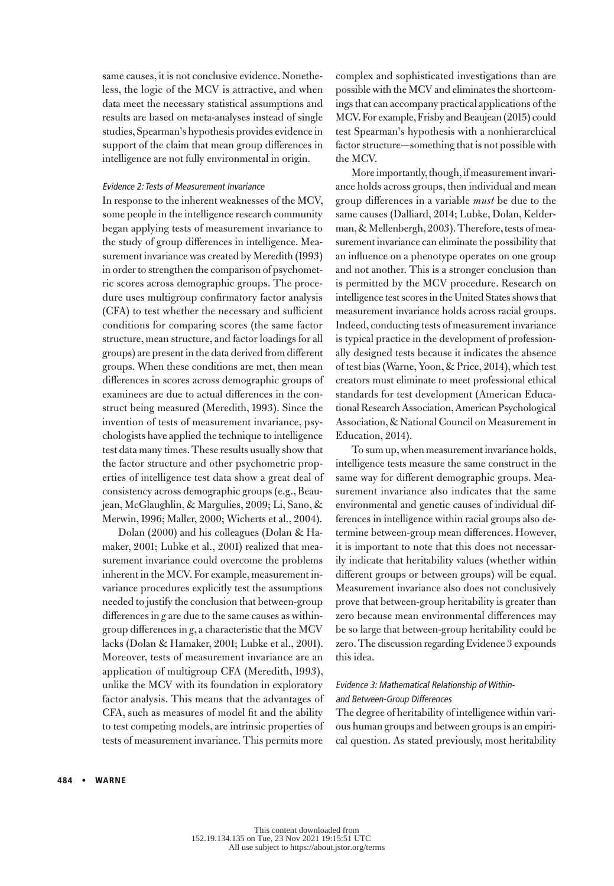same causes, it is not conclusive evidence. Nonetheless, the logic of the MCV is attractive, and when data meet the necessary statistical assumptions and results are based on meta-analyses instead of single studies, Spearman's hypothesis provides evidence in support of the claim that mean group differences in intelligence are not fully environmental in origin.

### *Evidence 2: Tests of Measurement Invariance*

In response to the inherent weaknesses of the MCV, some people in the intelligence research community began applying tests of measurement invariance to the study of group differences in intelligence. Measurement invariance was created by Meredith (1993) in order to strengthen the comparison of psychometric scores across demographic groups. The procedure uses multigroup confirmatory factor analysis (CFA) to test whether the necessary and sufficient conditions for comparing scores (the same factor structure, mean structure, and factor loadings for all groups) are present in the data derived from different groups. When these conditions are met, then mean differences in scores across demographic groups of examinees are due to actual differences in the construct being measured (Meredith, 1993). Since the invention of tests of measurement invariance, psychologists have applied the technique to intelligence test data many times. These results usually show that the factor structure and other psychometric properties of intelligence test data show a great deal of consistency across demographic groups (e.g., Beaujean, McGlaughlin, & Margulies, 2009; Li, Sano, & Merwin, 1996; Maller, 2000; Wicherts et al., 2004).

Dolan (2000) and his colleagues (Dolan & Hamaker, 2001; Lubke et al., 2001) realized that measurement invariance could overcome the problems inherent in the MCV. For example, measurement invariance procedures explicitly test the assumptions needed to justify the conclusion that between-group differences in *g* are due to the same causes as within-group differences in *g*, a characteristic that the MCV lacks (Dolan & Hamaker, 2001; Lubke et al., 2001). Moreover, tests of measurement invariance are an application of multigroup CFA (Meredith, 1993), unlike the MCV with its foundation in exploratory factor analysis. This means that the advantages of CFA, such as measures of model fit and the ability to test competing models, are intrinsic properties of tests of measurement invariance. This permits more complex and sophisticated investigations than are possible with the MCV and eliminates the shortcomings that can accompany practical applications of the MCV. For example, Frisby and Beaujean (2015) could test Spearman's hypothesis with a nonhierarchical factor structure—something that is not possible with the MCV.

More importantly, though, if measurement invariance holds across groups, then individual and mean group differences in a variable *must* be due to the same causes (Dalliard, 2014; Lubke, Dolan, Kelderman, & Mellenbergh, 2003). Therefore, tests of measurement invariance can eliminate the possibility that an influence on a phenotype operates on one group and not another. This is a stronger conclusion than is permitted by the MCV procedure. Research on intelligence test scores in the United States shows that measurement invariance holds across racial groups. Indeed, conducting tests of measurement invariance is typical practice in the development of professionally designed tests because it indicates the absence of test bias (Warne, Yoon, & Price, 2014), which test creators must eliminate to meet professional ethical standards for test development (American Educational Research Association, American Psychological Association, & National Council on Measurement in Education, 2014).

To sum up, when measurement invariance holds, intelligence tests measure the same construct in the same way for different demographic groups. Measurement invariance also indicates that the same environmental and genetic causes of individual differences in intelligence within racial groups also determine between-group mean differences. However, it is important to note that this does not necessarily indicate that heritability values (whether within different groups or between groups) will be equal. Measurement invariance also does not conclusively prove that between-group heritability is greater than zero because mean environmental differences may be so large that between-group heritability could be zero. The discussion regarding Evidence 3 expounds this idea.

### *Evidence 3: Mathematical Relationship of Within- and Between-Group Differences*

The degree of heritability of intelligence within various human groups and between groups is an empirical question. As stated previously, most heritability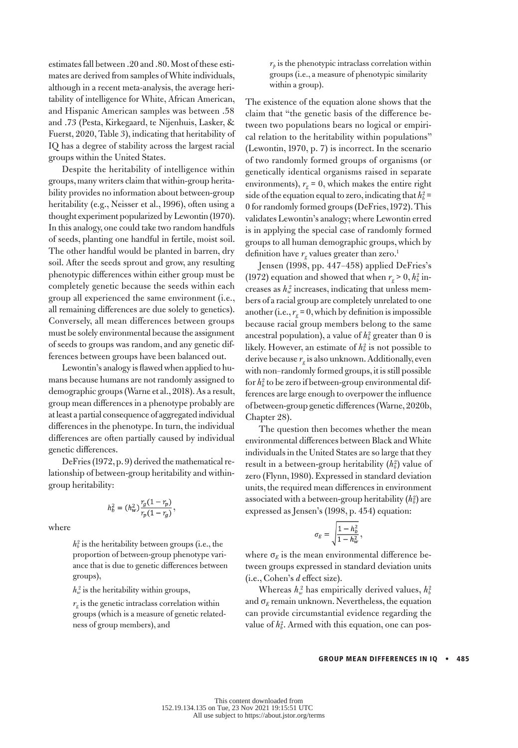estimates fall between .20 and .80. Most of these estimates are derived from samples of White individuals, although in a recent meta-analysis, the average heritability of intelligence for White, African American, and Hispanic American samples was between .58 and .73 (Pesta, Kirkegaard, te Nijenhuis, Lasker, & Fuerst, 2020, Table 3), indicating that heritability of IQ has a degree of stability across the largest racial groups within the United States.

Despite the heritability of intelligence within groups, many writers claim that within-group heritability provides no information about between-group heritability (e.g., Neisser et al., 1996), often using a thought experiment popularized by Lewontin (1970). In this analogy, one could take two random handfuls of seeds, planting one handful in fertile, moist soil. The other handful would be planted in barren, dry soil. After the seeds sprout and grow, any resulting phenotypic differences within either group must be completely genetic because the seeds within each group all experienced the same environment (i.e., all remaining differences are due solely to genetics). Conversely, all mean differences between groups must be solely environmental because the assignment of seeds to groups was random, and any genetic differences between groups have been balanced out.

Lewontin's analogy is flawed when applied to humans because humans are not randomly assigned to demographic groups (Warne et al., 2018). As a result, group mean differences in a phenotype probably are at least a partial consequence of aggregated individual differences in the phenotype. In turn, the individual differences are often partially caused by individual genetic differences.

DeFries (1972, p. 9) derived the mathematical relationship of between-group heritability and within-group heritability:

$$h_b^2 = (h_w^2)\frac{r_g(1 - r_p)}{r_p(1 - r_g)},$$

where

> $h_b^2$ is the heritability between groups (i.e., the proportion of between-group phenotype variance that is due to genetic differences between groups),
>
> $h_w^2$ is the heritability within groups,
>
> $r_g$ is the genetic intraclass correlation within groups (which is a measure of genetic relatedness of group members), and
>
> $r_p$ is the phenotypic intraclass correlation within groups (i.e., a measure of phenotypic similarity within a group).

The existence of the equation alone shows that the claim that "the genetic basis of the difference between two populations bears no logical or empirical relation to the heritability within populations" (Lewontin, 1970, p. 7) is incorrect. In the scenario of two randomly formed groups of organisms (or genetically identical organisms raised in separate environments), $r_g = 0$, which makes the entire right side of the equation equal to zero, indicating that $h_b^2 = 0$ for randomly formed groups (DeFries, 1972). This validates Lewontin's analogy; where Lewontin erred is in applying the special case of randomly formed groups to all human demographic groups, which by definition have $r_g$ values greater than zero.[1]

Jensen (1998, pp. 447–458) applied DeFries's (1972) equation and showed that when $r_g > 0$, $h_b^2$ increases as $h_w^2$ increases, indicating that unless members of a racial group are completely unrelated to one another (i.e., $r_g = 0$, which by definition is impossible because racial group members belong to the same ancestral population), a value of $h_b^2$ greater than 0 is likely. However, an estimate of $h_b^2$ is not possible to derive because $r_g$ is also unknown. Additionally, even with non–randomly formed groups, it is still possible for $h_b^2$ to be zero if between-group environmental differences are large enough to overpower the influence of between-group genetic differences (Warne, 2020b, Chapter 28).

The question then becomes whether the mean environmental differences between Black and White individuals in the United States are so large that they result in a between-group heritability ($h_b^2$) value of zero (Flynn, 1980). Expressed in standard deviation units, the required mean differences in environment associated with a between-group heritability ($h_b^2$) are expressed as Jensen's (1998, p. 454) equation:

$$\sigma_E = \sqrt{\frac{1 - h_b^2}{1 - h_w^2}},$$

where $\sigma_E$ is the mean environmental difference between groups expressed in standard deviation units (i.e., Cohen's *d* effect size).

Whereas $h_w^2$ has empirically derived values, $h_b^2$ and $\sigma_E$ remain unknown. Nevertheless, the equation can provide circumstantial evidence regarding the value of $h_b^2$. Armed with this equation, one can pos-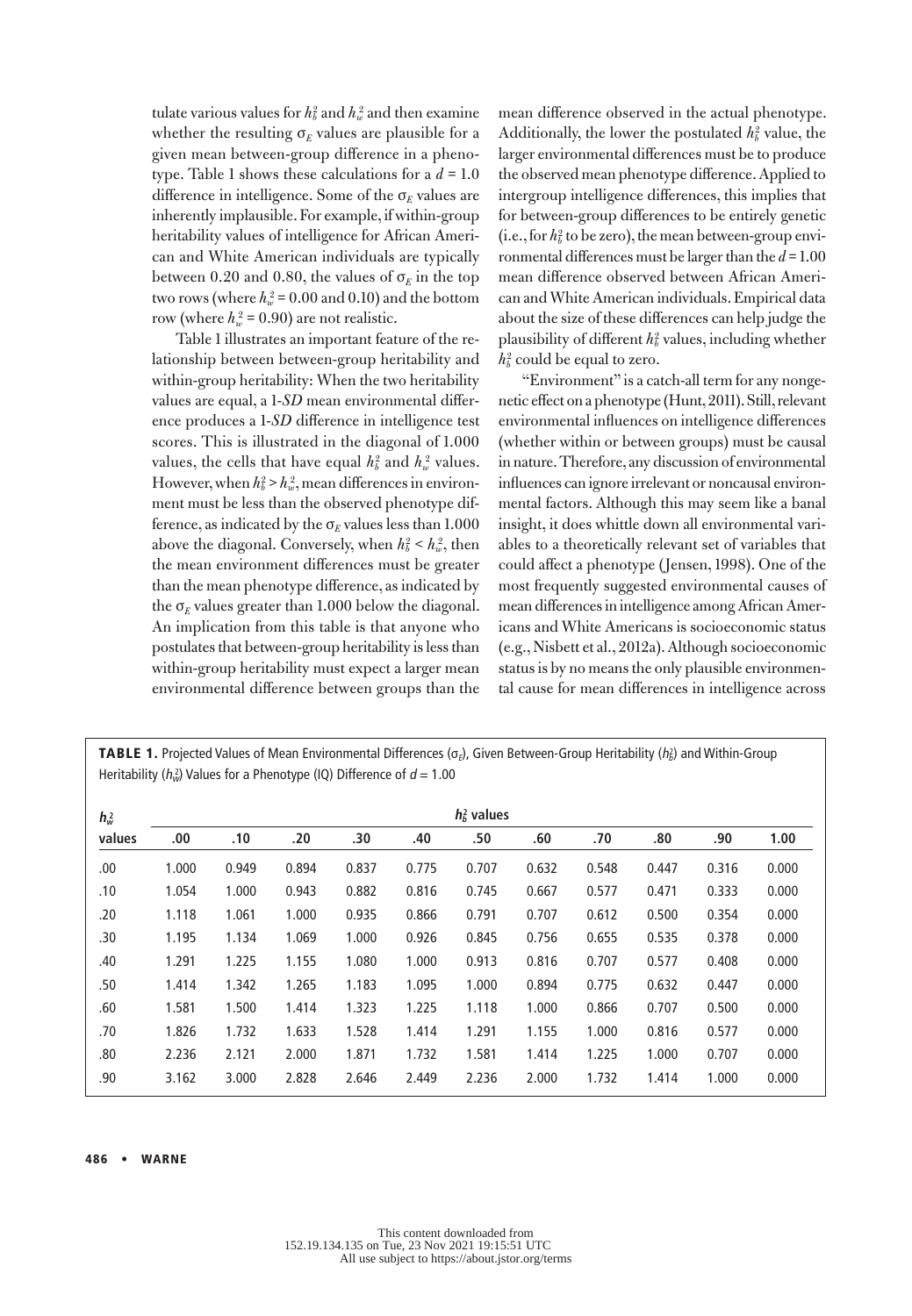tulate various values for $h_b^2$ and $h_w^2$ and then examine whether the resulting $\sigma_E$ values are plausible for a given mean between-group difference in a phenotype. Table 1 shows these calculations for a $d = 1.0$ difference in intelligence. Some of the $\sigma_E$ values are inherently implausible. For example, if within-group heritability values of intelligence for African American and White American individuals are typically between 0.20 and 0.80, the values of $\sigma_E$ in the top two rows (where $h_w^2 = 0.00$ and 0.10) and the bottom row (where $h_w^2 = 0.90$) are not realistic.

Table 1 illustrates an important feature of the relationship between between-group heritability and within-group heritability: When the two heritability values are equal, a 1-*SD* mean environmental difference produces a 1-*SD* difference in intelligence test scores. This is illustrated in the diagonal of 1.000 values, the cells that have equal $h_b^2$ and $h_w^2$ values. However, when $h_b^2 > h_w^2$, mean differences in environment must be less than the observed phenotype difference, as indicated by the $\sigma_E$ values less than 1.000 above the diagonal. Conversely, when $h_b^2 < h_w^2$, then the mean environment differences must be greater than the mean phenotype difference, as indicated by the $\sigma_E$ values greater than 1.000 below the diagonal. An implication from this table is that anyone who postulates that between-group heritability is less than within-group heritability must expect a larger mean environmental difference between groups than the mean difference observed in the actual phenotype. Additionally, the lower the postulated $h_b^2$ value, the larger environmental differences must be to produce the observed mean phenotype difference. Applied to intergroup intelligence differences, this implies that for between-group differences to be entirely genetic (i.e., for $h_b^2$ to be zero), the mean between-group environmental differences must be larger than the $d = 1.00$ mean difference observed between African American and White American individuals. Empirical data about the size of these differences can help judge the plausibility of different $h_b^2$ values, including whether $h_b^2$ could be equal to zero.

"Environment" is a catch-all term for any nongenetic effect on a phenotype (Hunt, 2011). Still, relevant environmental influences on intelligence differences (whether within or between groups) must be causal in nature. Therefore, any discussion of environmental influences can ignore irrelevant or noncausal environmental factors. Although this may seem like a banal insight, it does whittle down all environmental variables to a theoretically relevant set of variables that could affect a phenotype (Jensen, 1998). One of the most frequently suggested environmental causes of mean differences in intelligence among African Americans and White Americans is socioeconomic status (e.g., Nisbett et al., 2012a). Although socioeconomic status is by no means the only plausible environmental cause for mean differences in intelligence across

**TABLE 1.** Projected Values of Mean Environmental Differences ($\sigma_E$), Given Between-Group Heritability ($h_b^2$) and Within-Group Heritability ($h_w^2$) Values for a Phenotype (IQ) Difference of $d = 1.00$

| $h_w^2$ | $h_b^2$ values | | | | | | | | | | |
|---|---|---|---|---|---|---|---|---|---|---|---|
| values | .00 | .10 | .20 | .30 | .40 | .50 | .60 | .70 | .80 | .90 | 1.00 |
| .00 | 1.000 | 0.949 | 0.894 | 0.837 | 0.775 | 0.707 | 0.632 | 0.548 | 0.447 | 0.316 | 0.000 |
| .10 | 1.054 | 1.000 | 0.943 | 0.882 | 0.816 | 0.745 | 0.667 | 0.577 | 0.471 | 0.333 | 0.000 |
| .20 | 1.118 | 1.061 | 1.000 | 0.935 | 0.866 | 0.791 | 0.707 | 0.612 | 0.500 | 0.354 | 0.000 |
| .30 | 1.195 | 1.134 | 1.069 | 1.000 | 0.926 | 0.845 | 0.756 | 0.655 | 0.535 | 0.378 | 0.000 |
| .40 | 1.291 | 1.225 | 1.155 | 1.080 | 1.000 | 0.913 | 0.816 | 0.707 | 0.577 | 0.408 | 0.000 |
| .50 | 1.414 | 1.342 | 1.265 | 1.183 | 1.095 | 1.000 | 0.894 | 0.775 | 0.632 | 0.447 | 0.000 |
| .60 | 1.581 | 1.500 | 1.414 | 1.323 | 1.225 | 1.118 | 1.000 | 0.866 | 0.707 | 0.500 | 0.000 |
| .70 | 1.826 | 1.732 | 1.633 | 1.528 | 1.414 | 1.291 | 1.155 | 1.000 | 0.816 | 0.577 | 0.000 |
| .80 | 2.236 | 2.121 | 2.000 | 1.871 | 1.732 | 1.581 | 1.414 | 1.225 | 1.000 | 0.707 | 0.000 |
| .90 | 3.162 | 3.000 | 2.828 | 2.646 | 2.449 | 2.236 | 2.000 | 1.732 | 1.414 | 1.000 | 0.000 |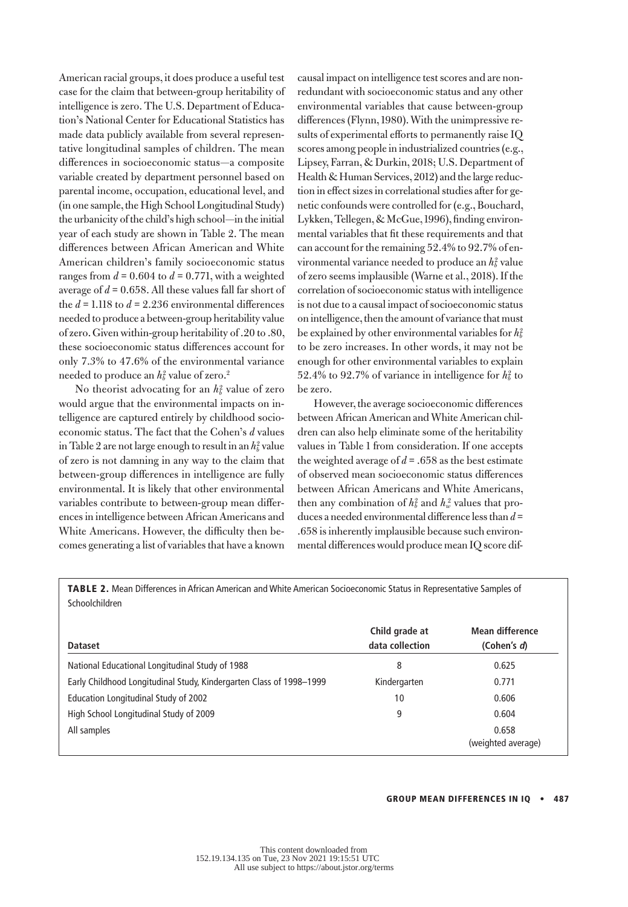American racial groups, it does produce a useful test case for the claim that between-group heritability of intelligence is zero. The U.S. Department of Education's National Center for Educational Statistics has made data publicly available from several representative longitudinal samples of children. The mean differences in socioeconomic status—a composite variable created by department personnel based on parental income, occupation, educational level, and (in one sample, the High School Longitudinal Study) the urbanicity of the child's high school—in the initial year of each study are shown in Table 2. The mean differences between African American and White American children's family socioeconomic status ranges from $d = 0.604$ to $d = 0.771$, with a weighted average of $d = 0.658$. All these values fall far short of the $d = 1.118$ to $d = 2.236$ environmental differences needed to produce a between-group heritability value of zero. Given within-group heritability of .20 to .80, these socioeconomic status differences account for only 7.3% to 47.6% of the environmental variance needed to produce an $h_b^2$ value of zero.[2]

No theorist advocating for an $h_b^2$ value of zero would argue that the environmental impacts on intelligence are captured entirely by childhood socioeconomic status. The fact that the Cohen's *d* values in Table 2 are not large enough to result in an $h_b^2$ value of zero is not damning in any way to the claim that between-group differences in intelligence are fully environmental. It is likely that other environmental variables contribute to between-group mean differences in intelligence between African Americans and White Americans. However, the difficulty then becomes generating a list of variables that have a known causal impact on intelligence test scores and are nonredundant with socioeconomic status and any other environmental variables that cause between-group differences (Flynn, 1980). With the unimpressive results of experimental efforts to permanently raise IQ scores among people in industrialized countries (e.g., Lipsey, Farran, & Durkin, 2018; U.S. Department of Health & Human Services, 2012) and the large reduction in effect sizes in correlational studies after for genetic confounds were controlled for (e.g., Bouchard, Lykken, Tellegen, & McGue, 1996), finding environmental variables that fit these requirements and that can account for the remaining 52.4% to 92.7% of environmental variance needed to produce an $h_b^2$ value of zero seems implausible (Warne et al., 2018). If the correlation of socioeconomic status with intelligence is not due to a causal impact of socioeconomic status on intelligence, then the amount of variance that must be explained by other environmental variables for $h_b^2$ to be zero increases. In other words, it may not be enough for other environmental variables to explain 52.4% to 92.7% of variance in intelligence for $h_b^2$ to be zero.

However, the average socioeconomic differences between African American and White American children can also help eliminate some of the heritability values in Table 1 from consideration. If one accepts the weighted average of $d = .658$ as the best estimate of observed mean socioeconomic status differences between African Americans and White Americans, then any combination of $h_b^2$ and $h_w^2$ values that produces a needed environmental difference less than $d = .658$ is inherently implausible because such environmental differences would produce mean IQ score dif-

**TABLE 2.** Mean Differences in African American and White American Socioeconomic Status in Representative Samples of Schoolchildren

| Dataset | Child grade at data collection | Mean difference (Cohen's *d*) |
|---|---|---|
| National Educational Longitudinal Study of 1988 | 8 | 0.625 |
| Early Childhood Longitudinal Study, Kindergarten Class of 1998–1999 | Kindergarten | 0.771 |
| Education Longitudinal Study of 2002 | 10 | 0.606 |
| High School Longitudinal Study of 2009 | 9 | 0.604 |
| All samples | | 0.658 (weighted average) |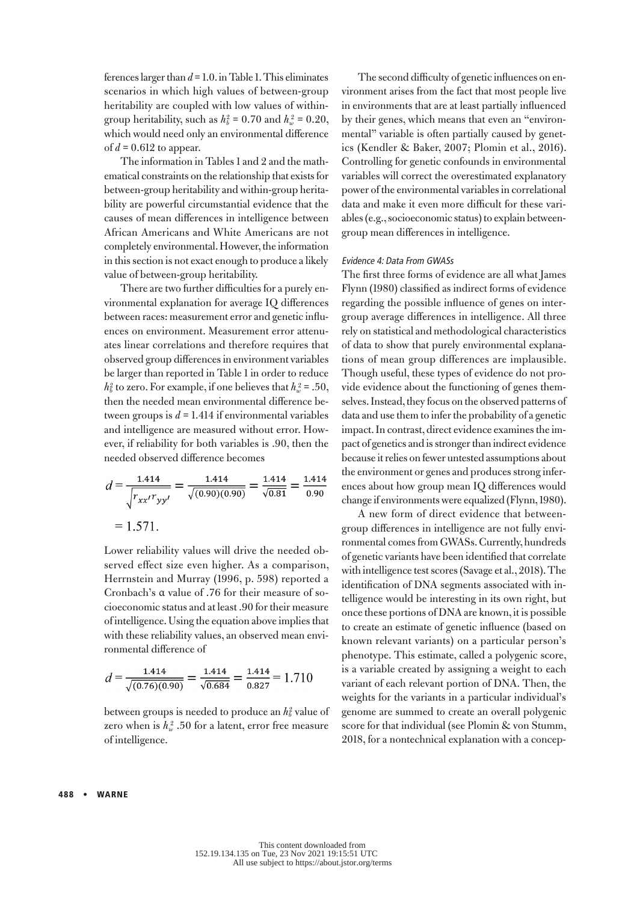ferences larger than $d = 1.0$. in Table 1. This eliminates scenarios in which high values of between-group heritability are coupled with low values of within-group heritability, such as $h_b^2 = 0.70$ and $h_w^2 = 0.20$, which would need only an environmental difference of $d = 0.612$ to appear.

The information in Tables 1 and 2 and the mathematical constraints on the relationship that exists for between-group heritability and within-group heritability are powerful circumstantial evidence that the causes of mean differences in intelligence between African Americans and White Americans are not completely environmental. However, the information in this section is not exact enough to produce a likely value of between-group heritability.

There are two further difficulties for a purely environmental explanation for average IQ differences between races: measurement error and genetic influences on environment. Measurement error attenuates linear correlations and therefore requires that observed group differences in environment variables be larger than reported in Table 1 in order to reduce $h_b^2$ to zero. For example, if one believes that $h_w^2 = .50$, then the needed mean environmental difference between groups is $d = 1.414$ if environmental variables and intelligence are measured without error. However, if reliability for both variables is .90, then the needed observed difference becomes

$$d = \frac{1.414}{\sqrt{r_{xx'}r_{yy'}}} = \frac{1.414}{\sqrt{(0.90)(0.90)}} = \frac{1.414}{\sqrt{0.81}} = \frac{1.414}{0.90} = 1.571.$$

Lower reliability values will drive the needed observed effect size even higher. As a comparison, Herrnstein and Murray (1996, p. 598) reported a Cronbach's α value of .76 for their measure of socioeconomic status and at least .90 for their measure of intelligence. Using the equation above implies that with these reliability values, an observed mean environmental difference of

$$d = \frac{1.414}{\sqrt{(0.76)(0.90)}} = \frac{1.414}{\sqrt{0.684}} = \frac{1.414}{0.827} = 1.710$$

between groups is needed to produce an $h_b^2$ value of zero when is $h_w^2$ .50 for a latent, error free measure of intelligence.

The second difficulty of genetic influences on environment arises from the fact that most people live in environments that are at least partially influenced by their genes, which means that even an "environmental" variable is often partially caused by genetics (Kendler & Baker, 2007; Plomin et al., 2016). Controlling for genetic confounds in environmental variables will correct the overestimated explanatory power of the environmental variables in correlational data and make it even more difficult for these variables (e.g., socioeconomic status) to explain between-group mean differences in intelligence.

#### *Evidence 4: Data From GWASs*

The first three forms of evidence are all what James Flynn (1980) classified as indirect forms of evidence regarding the possible influence of genes on intergroup average differences in intelligence. All three rely on statistical and methodological characteristics of data to show that purely environmental explanations of mean group differences are implausible. Though useful, these types of evidence do not provide evidence about the functioning of genes themselves. Instead, they focus on the observed patterns of data and use them to infer the probability of a genetic impact. In contrast, direct evidence examines the impact of genetics and is stronger than indirect evidence because it relies on fewer untested assumptions about the environment or genes and produces strong inferences about how group mean IQ differences would change if environments were equalized (Flynn, 1980).

A new form of direct evidence that between-group differences in intelligence are not fully environmental comes from GWASs. Currently, hundreds of genetic variants have been identified that correlate with intelligence test scores (Savage et al., 2018). The identification of DNA segments associated with intelligence would be interesting in its own right, but once these portions of DNA are known, it is possible to create an estimate of genetic influence (based on known relevant variants) on a particular person's phenotype. This estimate, called a polygenic score, is a variable created by assigning a weight to each variant of each relevant portion of DNA. Then, the weights for the variants in a particular individual's genome are summed to create an overall polygenic score for that individual (see Plomin & von Stumm, 2018, for a nontechnical explanation with a concep-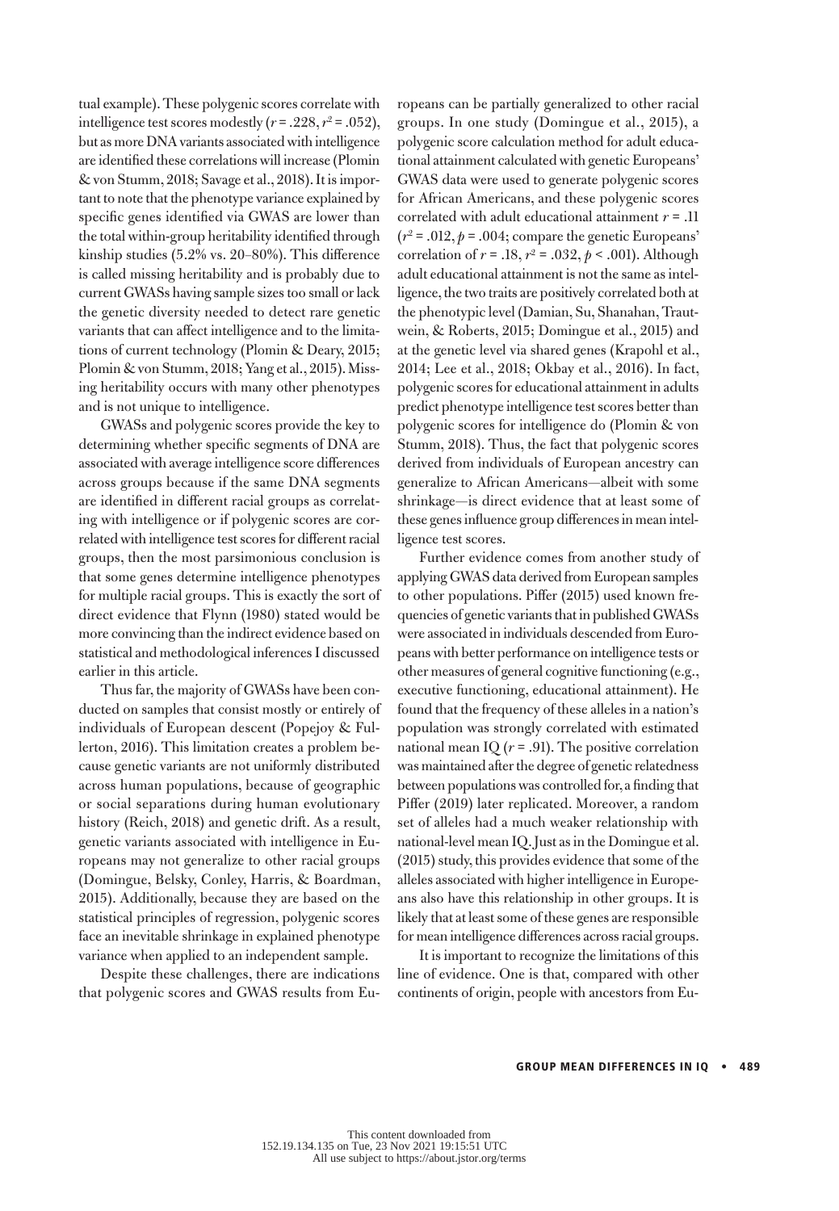tual example). These polygenic scores correlate with intelligence test scores modestly ($r$ = .228, $r^2$ = .052), but as more DNA variants associated with intelligence are identified these correlations will increase (Plomin & von Stumm, 2018; Savage et al., 2018). It is important to note that the phenotype variance explained by specific genes identified via GWAS are lower than the total within-group heritability identified through kinship studies (5.2% vs. 20–80%). This difference is called missing heritability and is probably due to current GWASs having sample sizes too small or lack the genetic diversity needed to detect rare genetic variants that can affect intelligence and to the limitations of current technology (Plomin & Deary, 2015; Plomin & von Stumm, 2018; Yang et al., 2015). Missing heritability occurs with many other phenotypes and is not unique to intelligence.

GWASs and polygenic scores provide the key to determining whether specific segments of DNA are associated with average intelligence score differences across groups because if the same DNA segments are identified in different racial groups as correlating with intelligence or if polygenic scores are correlated with intelligence test scores for different racial groups, then the most parsimonious conclusion is that some genes determine intelligence phenotypes for multiple racial groups. This is exactly the sort of direct evidence that Flynn (1980) stated would be more convincing than the indirect evidence based on statistical and methodological inferences I discussed earlier in this article.

Thus far, the majority of GWASs have been conducted on samples that consist mostly or entirely of individuals of European descent (Popejoy & Fullerton, 2016). This limitation creates a problem because genetic variants are not uniformly distributed across human populations, because of geographic or social separations during human evolutionary history (Reich, 2018) and genetic drift. As a result, genetic variants associated with intelligence in Europeans may not generalize to other racial groups (Domingue, Belsky, Conley, Harris, & Boardman, 2015). Additionally, because they are based on the statistical principles of regression, polygenic scores face an inevitable shrinkage in explained phenotype variance when applied to an independent sample.

Despite these challenges, there are indications that polygenic scores and GWAS results from Europeans can be partially generalized to other racial groups. In one study (Domingue et al., 2015), a polygenic score calculation method for adult educational attainment calculated with genetic Europeans' GWAS data were used to generate polygenic scores for African Americans, and these polygenic scores correlated with adult educational attainment $r$ = .11 ($r^2$ = .012, $p$ = .004; compare the genetic Europeans' correlation of $r$ = .18, $r^2$ = .032, $p$ < .001). Although adult educational attainment is not the same as intelligence, the two traits are positively correlated both at the phenotypic level (Damian, Su, Shanahan, Trautwein, & Roberts, 2015; Domingue et al., 2015) and at the genetic level via shared genes (Krapohl et al., 2014; Lee et al., 2018; Okbay et al., 2016). In fact, polygenic scores for educational attainment in adults predict phenotype intelligence test scores better than polygenic scores for intelligence do (Plomin & von Stumm, 2018). Thus, the fact that polygenic scores derived from individuals of European ancestry can generalize to African Americans—albeit with some shrinkage—is direct evidence that at least some of these genes influence group differences in mean intelligence test scores.

Further evidence comes from another study of applying GWAS data derived from European samples to other populations. Piffer (2015) used known frequencies of genetic variants that in published GWASs were associated in individuals descended from Europeans with better performance on intelligence tests or other measures of general cognitive functioning (e.g., executive functioning, educational attainment). He found that the frequency of these alleles in a nation's population was strongly correlated with estimated national mean IQ ($r$ = .91). The positive correlation was maintained after the degree of genetic relatedness between populations was controlled for, a finding that Piffer (2019) later replicated. Moreover, a random set of alleles had a much weaker relationship with national-level mean IQ. Just as in the Domingue et al. (2015) study, this provides evidence that some of the alleles associated with higher intelligence in Europeans also have this relationship in other groups. It is likely that at least some of these genes are responsible for mean intelligence differences across racial groups.

It is important to recognize the limitations of this line of evidence. One is that, compared with other continents of origin, people with ancestors from Eu-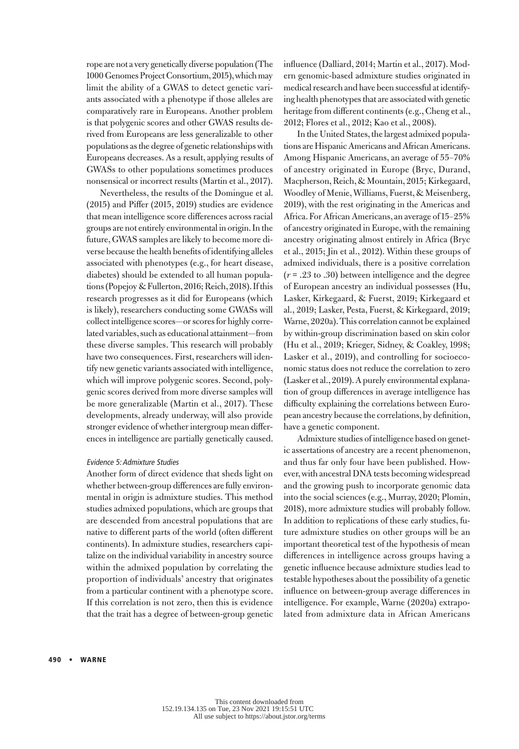rope are not a very genetically diverse population (The 1000 Genomes Project Consortium, 2015), which may limit the ability of a GWAS to detect genetic variants associated with a phenotype if those alleles are comparatively rare in Europeans. Another problem is that polygenic scores and other GWAS results derived from Europeans are less generalizable to other populations as the degree of genetic relationships with Europeans decreases. As a result, applying results of GWASs to other populations sometimes produces nonsensical or incorrect results (Martin et al., 2017).

Nevertheless, the results of the Domingue et al. (2015) and Piffer (2015, 2019) studies are evidence that mean intelligence score differences across racial groups are not entirely environmental in origin. In the future, GWAS samples are likely to become more diverse because the health benefits of identifying alleles associated with phenotypes (e.g., for heart disease, diabetes) should be extended to all human populations (Popejoy & Fullerton, 2016; Reich, 2018). If this research progresses as it did for Europeans (which is likely), researchers conducting some GWASs will collect intelligence scores—or scores for highly correlated variables, such as educational attainment—from these diverse samples. This research will probably have two consequences. First, researchers will identify new genetic variants associated with intelligence, which will improve polygenic scores. Second, polygenic scores derived from more diverse samples will be more generalizable (Martin et al., 2017). These developments, already underway, will also provide stronger evidence of whether intergroup mean differences in intelligence are partially genetically caused.

#### *Evidence 5: Admixture Studies*

Another form of direct evidence that sheds light on whether between-group differences are fully environmental in origin is admixture studies. This method studies admixed populations, which are groups that are descended from ancestral populations that are native to different parts of the world (often different continents). In admixture studies, researchers capitalize on the individual variability in ancestry source within the admixed population by correlating the proportion of individuals' ancestry that originates from a particular continent with a phenotype score. If this correlation is not zero, then this is evidence that the trait has a degree of between-group genetic influence (Dalliard, 2014; Martin et al., 2017). Modern genomic-based admixture studies originated in medical research and have been successful at identifying health phenotypes that are associated with genetic heritage from different continents (e.g., Cheng et al., 2012; Flores et al., 2012; Kao et al., 2008).

In the United States, the largest admixed populations are Hispanic Americans and African Americans. Among Hispanic Americans, an average of 55–70% of ancestry originated in Europe (Bryc, Durand, Macpherson, Reich, & Mountain, 2015; Kirkegaard, Woodley of Menie, Williams, Fuerst, & Meisenberg, 2019), with the rest originating in the Americas and Africa. For African Americans, an average of 15–25% of ancestry originated in Europe, with the remaining ancestry originating almost entirely in Africa (Bryc et al., 2015; Jin et al., 2012). Within these groups of admixed individuals, there is a positive correlation ($r = .23$ to $.30$) between intelligence and the degree of European ancestry an individual possesses (Hu, Lasker, Kirkegaard, & Fuerst, 2019; Kirkegaard et al., 2019; Lasker, Pesta, Fuerst, & Kirkegaard, 2019; Warne, 2020a). This correlation cannot be explained by within-group discrimination based on skin color (Hu et al., 2019; Krieger, Sidney, & Coakley, 1998; Lasker et al., 2019), and controlling for socioeconomic status does not reduce the correlation to zero (Lasker et al., 2019). A purely environmental explanation of group differences in average intelligence has difficulty explaining the correlations between European ancestry because the correlations, by definition, have a genetic component.

Admixture studies of intelligence based on genetic assertations of ancestry are a recent phenomenon, and thus far only four have been published. However, with ancestral DNA tests becoming widespread and the growing push to incorporate genomic data into the social sciences (e.g., Murray, 2020; Plomin, 2018), more admixture studies will probably follow. In addition to replications of these early studies, future admixture studies on other groups will be an important theoretical test of the hypothesis of mean differences in intelligence across groups having a genetic influence because admixture studies lead to testable hypotheses about the possibility of a genetic influence on between-group average differences in intelligence. For example, Warne (2020a) extrapolated from admixture data in African Americans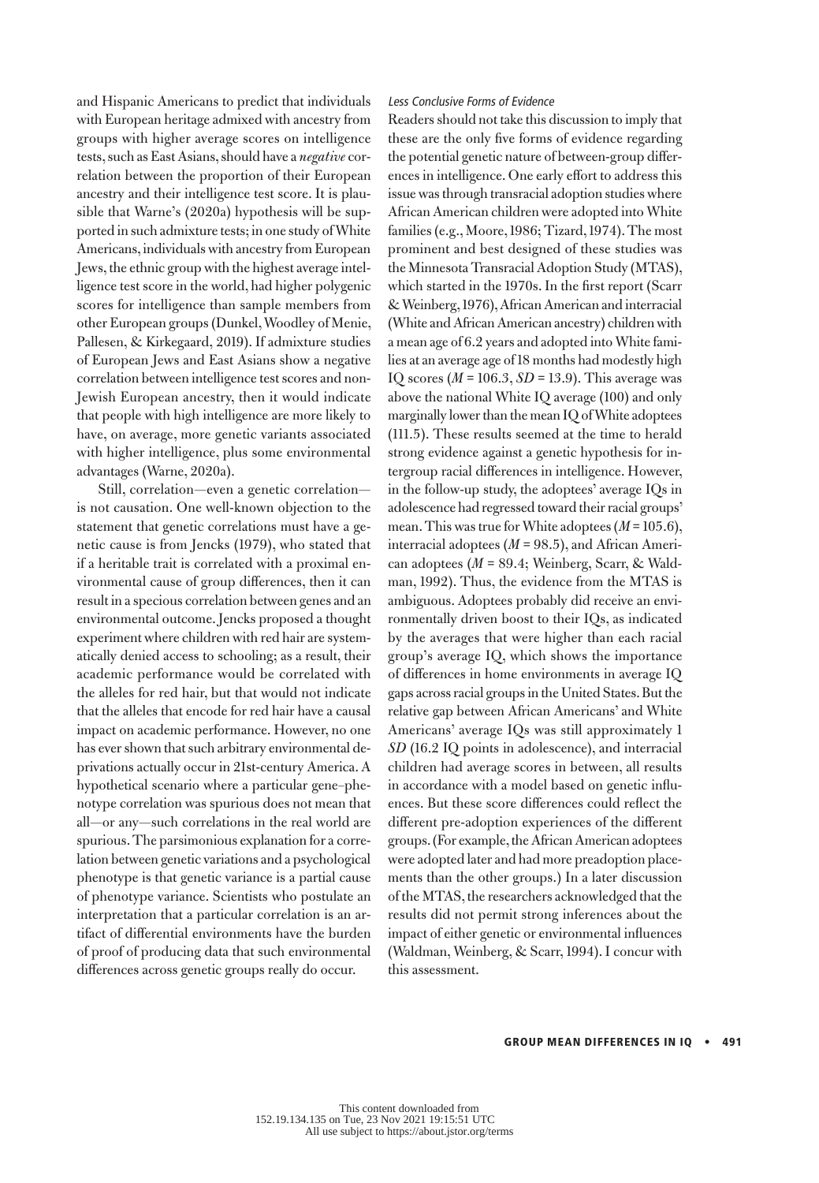and Hispanic Americans to predict that individuals with European heritage admixed with ancestry from groups with higher average scores on intelligence tests, such as East Asians, should have a *negative* correlation between the proportion of their European ancestry and their intelligence test score. It is plausible that Warne's (2020a) hypothesis will be supported in such admixture tests; in one study of White Americans, individuals with ancestry from European Jews, the ethnic group with the highest average intelligence test score in the world, had higher polygenic scores for intelligence than sample members from other European groups (Dunkel, Woodley of Menie, Pallesen, & Kirkegaard, 2019). If admixture studies of European Jews and East Asians show a negative correlation between intelligence test scores and non-Jewish European ancestry, then it would indicate that people with high intelligence are more likely to have, on average, more genetic variants associated with higher intelligence, plus some environmental advantages (Warne, 2020a).

Still, correlation—even a genetic correlation—is not causation. One well-known objection to the statement that genetic correlations must have a genetic cause is from Jencks (1979), who stated that if a heritable trait is correlated with a proximal environmental cause of group differences, then it can result in a specious correlation between genes and an environmental outcome. Jencks proposed a thought experiment where children with red hair are systematically denied access to schooling; as a result, their academic performance would be correlated with the alleles for red hair, but that would not indicate that the alleles that encode for red hair have a causal impact on academic performance. However, no one has ever shown that such arbitrary environmental deprivations actually occur in 21st-century America. A hypothetical scenario where a particular gene–phenotype correlation was spurious does not mean that all—or any—such correlations in the real world are spurious. The parsimonious explanation for a correlation between genetic variations and a psychological phenotype is that genetic variance is a partial cause of phenotype variance. Scientists who postulate an interpretation that a particular correlation is an artifact of differential environments have the burden of proof of producing data that such environmental differences across genetic groups really do occur.

#### *Less Conclusive Forms of Evidence*

Readers should not take this discussion to imply that these are the only five forms of evidence regarding the potential genetic nature of between-group differences in intelligence. One early effort to address this issue was through transracial adoption studies where African American children were adopted into White families (e.g., Moore, 1986; Tizard, 1974). The most prominent and best designed of these studies was the Minnesota Transracial Adoption Study (MTAS), which started in the 1970s. In the first report (Scarr & Weinberg, 1976), African American and interracial (White and African American ancestry) children with a mean age of 6.2 years and adopted into White families at an average age of 18 months had modestly high IQ scores ($M = 106.3$, $SD = 13.9$). This average was above the national White IQ average (100) and only marginally lower than the mean IQ of White adoptees (111.5). These results seemed at the time to herald strong evidence against a genetic hypothesis for intergroup racial differences in intelligence. However, in the follow-up study, the adoptees' average IQs in adolescence had regressed toward their racial groups' mean. This was true for White adoptees ($M = 105.6$), interracial adoptees ($M = 98.5$), and African American adoptees ($M = 89.4$; Weinberg, Scarr, & Waldman, 1992). Thus, the evidence from the MTAS is ambiguous. Adoptees probably did receive an environmentally driven boost to their IQs, as indicated by the averages that were higher than each racial group's average IQ, which shows the importance of differences in home environments in average IQ gaps across racial groups in the United States. But the relative gap between African Americans' and White Americans' average IQs was still approximately 1 *SD* (16.2 IQ points in adolescence), and interracial children had average scores in between, all results in accordance with a model based on genetic influences. But these score differences could reflect the different pre-adoption experiences of the different groups. (For example, the African American adoptees were adopted later and had more preadoption placements than the other groups.) In a later discussion of the MTAS, the researchers acknowledged that the results did not permit strong inferences about the impact of either genetic or environmental influences (Waldman, Weinberg, & Scarr, 1994). I concur with this assessment.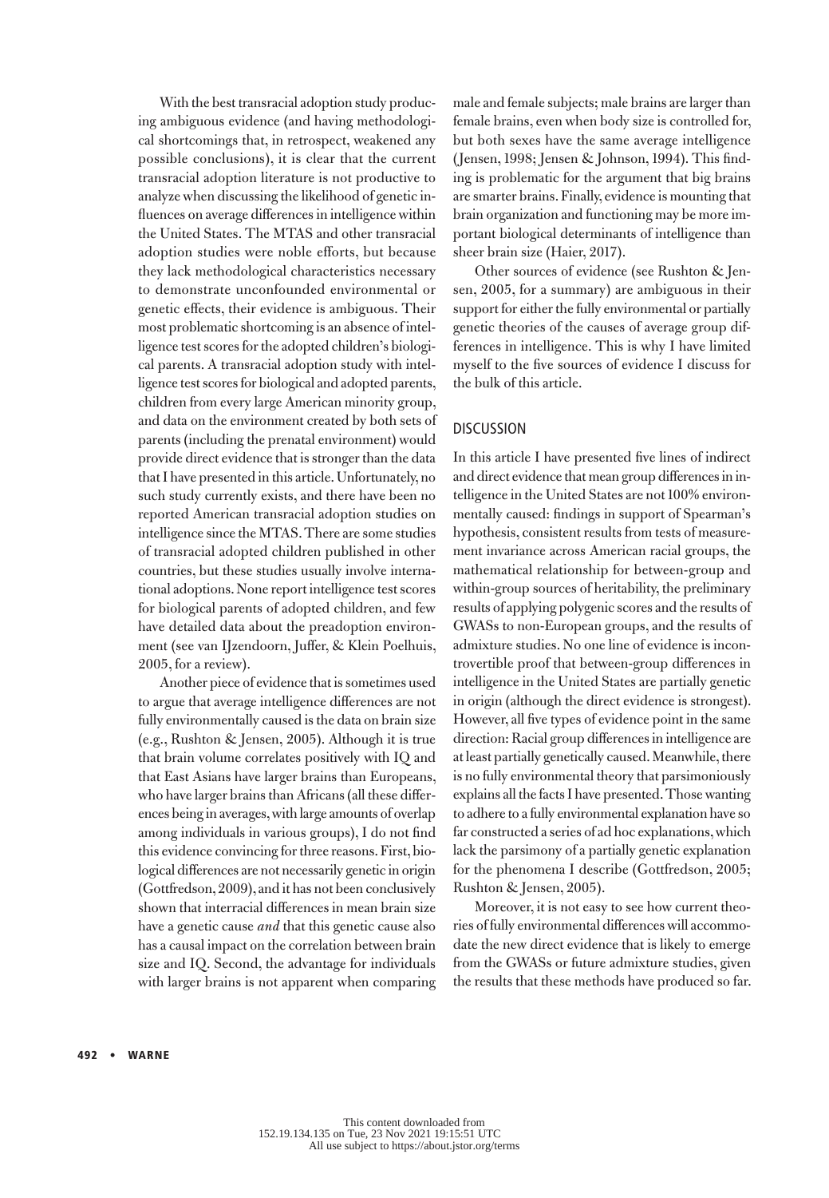With the best transracial adoption study producing ambiguous evidence (and having methodological shortcomings that, in retrospect, weakened any possible conclusions), it is clear that the current transracial adoption literature is not productive to analyze when discussing the likelihood of genetic influences on average differences in intelligence within the United States. The MTAS and other transracial adoption studies were noble efforts, but because they lack methodological characteristics necessary to demonstrate unconfounded environmental or genetic effects, their evidence is ambiguous. Their most problematic shortcoming is an absence of intelligence test scores for the adopted children's biological parents. A transracial adoption study with intelligence test scores for biological and adopted parents, children from every large American minority group, and data on the environment created by both sets of parents (including the prenatal environment) would provide direct evidence that is stronger than the data that I have presented in this article. Unfortunately, no such study currently exists, and there have been no reported American transracial adoption studies on intelligence since the MTAS. There are some studies of transracial adopted children published in other countries, but these studies usually involve international adoptions. None report intelligence test scores for biological parents of adopted children, and few have detailed data about the preadoption environment (see van IJzendoorn, Juffer, & Klein Poelhuis, 2005, for a review).

Another piece of evidence that is sometimes used to argue that average intelligence differences are not fully environmentally caused is the data on brain size (e.g., Rushton & Jensen, 2005). Although it is true that brain volume correlates positively with IQ and that East Asians have larger brains than Europeans, who have larger brains than Africans (all these differences being in averages, with large amounts of overlap among individuals in various groups), I do not find this evidence convincing for three reasons. First, biological differences are not necessarily genetic in origin (Gottfredson, 2009), and it has not been conclusively shown that interracial differences in mean brain size have a genetic cause *and* that this genetic cause also has a causal impact on the correlation between brain size and IQ. Second, the advantage for individuals with larger brains is not apparent when comparing male and female subjects; male brains are larger than female brains, even when body size is controlled for, but both sexes have the same average intelligence (Jensen, 1998; Jensen & Johnson, 1994). This finding is problematic for the argument that big brains are smarter brains. Finally, evidence is mounting that brain organization and functioning may be more important biological determinants of intelligence than sheer brain size (Haier, 2017).

Other sources of evidence (see Rushton & Jensen, 2005, for a summary) are ambiguous in their support for either the fully environmental or partially genetic theories of the causes of average group differences in intelligence. This is why I have limited myself to the five sources of evidence I discuss for the bulk of this article.

## DISCUSSION

In this article I have presented five lines of indirect and direct evidence that mean group differences in intelligence in the United States are not 100% environmentally caused: findings in support of Spearman's hypothesis, consistent results from tests of measurement invariance across American racial groups, the mathematical relationship for between-group and within-group sources of heritability, the preliminary results of applying polygenic scores and the results of GWASs to non-European groups, and the results of admixture studies. No one line of evidence is incontrovertible proof that between-group differences in intelligence in the United States are partially genetic in origin (although the direct evidence is strongest). However, all five types of evidence point in the same direction: Racial group differences in intelligence are at least partially genetically caused. Meanwhile, there is no fully environmental theory that parsimoniously explains all the facts I have presented. Those wanting to adhere to a fully environmental explanation have so far constructed a series of ad hoc explanations, which lack the parsimony of a partially genetic explanation for the phenomena I describe (Gottfredson, 2005; Rushton & Jensen, 2005).

Moreover, it is not easy to see how current theories of fully environmental differences will accommodate the new direct evidence that is likely to emerge from the GWASs or future admixture studies, given the results that these methods have produced so far.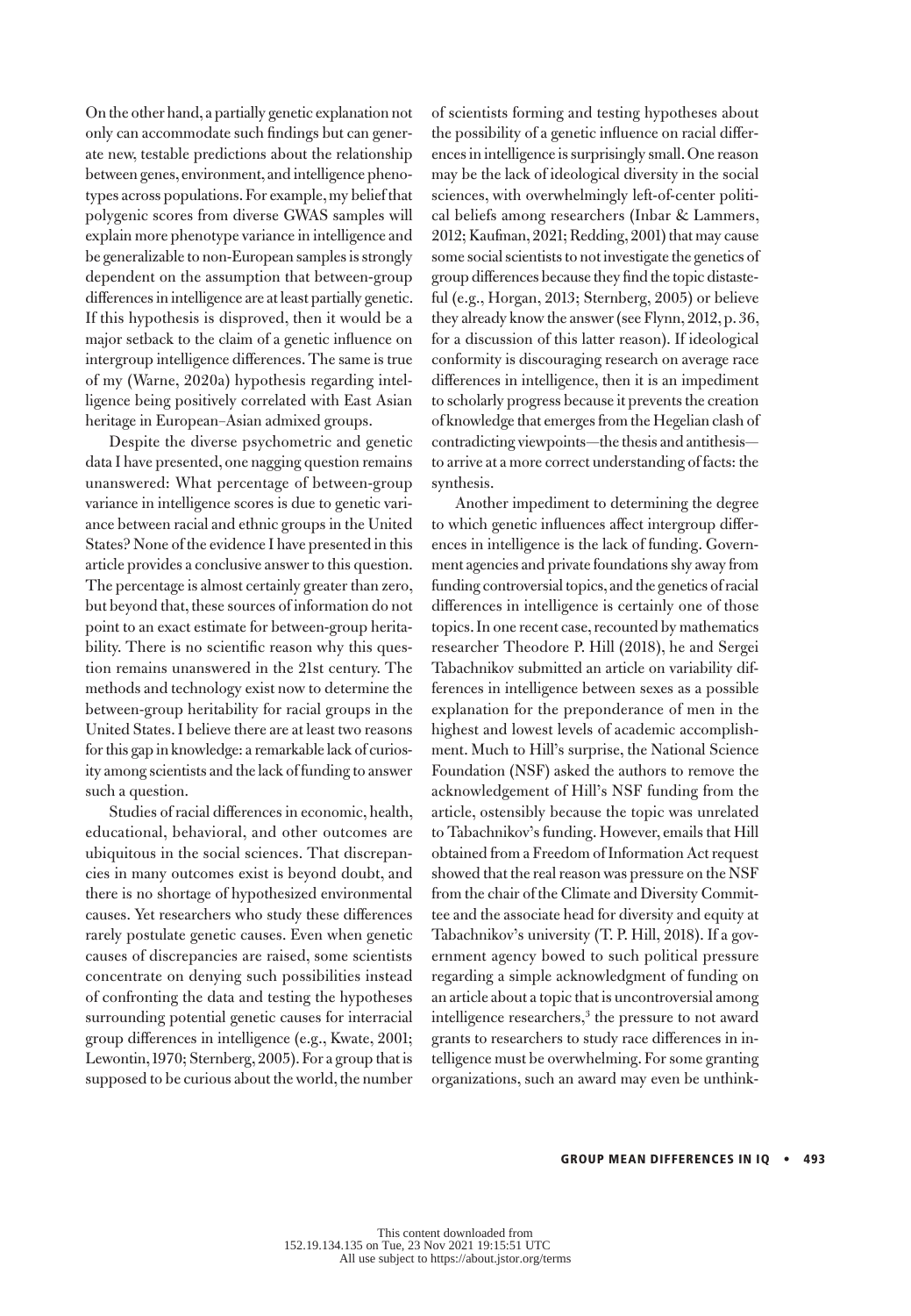On the other hand, a partially genetic explanation not only can accommodate such findings but can generate new, testable predictions about the relationship between genes, environment, and intelligence phenotypes across populations. For example, my belief that polygenic scores from diverse GWAS samples will explain more phenotype variance in intelligence and be generalizable to non-European samples is strongly dependent on the assumption that between-group differences in intelligence are at least partially genetic. If this hypothesis is disproved, then it would be a major setback to the claim of a genetic influence on intergroup intelligence differences. The same is true of my (Warne, 2020a) hypothesis regarding intelligence being positively correlated with East Asian heritage in European–Asian admixed groups.

Despite the diverse psychometric and genetic data I have presented, one nagging question remains unanswered: What percentage of between-group variance in intelligence scores is due to genetic variance between racial and ethnic groups in the United States? None of the evidence I have presented in this article provides a conclusive answer to this question. The percentage is almost certainly greater than zero, but beyond that, these sources of information do not point to an exact estimate for between-group heritability. There is no scientific reason why this question remains unanswered in the 21st century. The methods and technology exist now to determine the between-group heritability for racial groups in the United States. I believe there are at least two reasons for this gap in knowledge: a remarkable lack of curiosity among scientists and the lack of funding to answer such a question.

Studies of racial differences in economic, health, educational, behavioral, and other outcomes are ubiquitous in the social sciences. That discrepancies in many outcomes exist is beyond doubt, and there is no shortage of hypothesized environmental causes. Yet researchers who study these differences rarely postulate genetic causes. Even when genetic causes of discrepancies are raised, some scientists concentrate on denying such possibilities instead of confronting the data and testing the hypotheses surrounding potential genetic causes for interracial group differences in intelligence (e.g., Kwate, 2001; Lewontin, 1970; Sternberg, 2005). For a group that is supposed to be curious about the world, the number of scientists forming and testing hypotheses about the possibility of a genetic influence on racial differences in intelligence is surprisingly small. One reason may be the lack of ideological diversity in the social sciences, with overwhelmingly left-of-center political beliefs among researchers (Inbar & Lammers, 2012; Kaufman, 2021; Redding, 2001) that may cause some social scientists to not investigate the genetics of group differences because they find the topic distasteful (e.g., Horgan, 2013; Sternberg, 2005) or believe they already know the answer (see Flynn, 2012, p. 36, for a discussion of this latter reason). If ideological conformity is discouraging research on average race differences in intelligence, then it is an impediment to scholarly progress because it prevents the creation of knowledge that emerges from the Hegelian clash of contradicting viewpoints—the thesis and antithesis—to arrive at a more correct understanding of facts: the synthesis.

Another impediment to determining the degree to which genetic influences affect intergroup differences in intelligence is the lack of funding. Government agencies and private foundations shy away from funding controversial topics, and the genetics of racial differences in intelligence is certainly one of those topics. In one recent case, recounted by mathematics researcher Theodore P. Hill (2018), he and Sergei Tabachnikov submitted an article on variability differences in intelligence between sexes as a possible explanation for the preponderance of men in the highest and lowest levels of academic accomplishment. Much to Hill's surprise, the National Science Foundation (NSF) asked the authors to remove the acknowledgement of Hill's NSF funding from the article, ostensibly because the topic was unrelated to Tabachnikov's funding. However, emails that Hill obtained from a Freedom of Information Act request showed that the real reason was pressure on the NSF from the chair of the Climate and Diversity Committee and the associate head for diversity and equity at Tabachnikov's university (T. P. Hill, 2018). If a government agency bowed to such political pressure regarding a simple acknowledgment of funding on an article about a topic that is uncontroversial among intelligence researchers,[3] the pressure to not award grants to researchers to study race differences in intelligence must be overwhelming. For some granting organizations, such an award may even be unthink-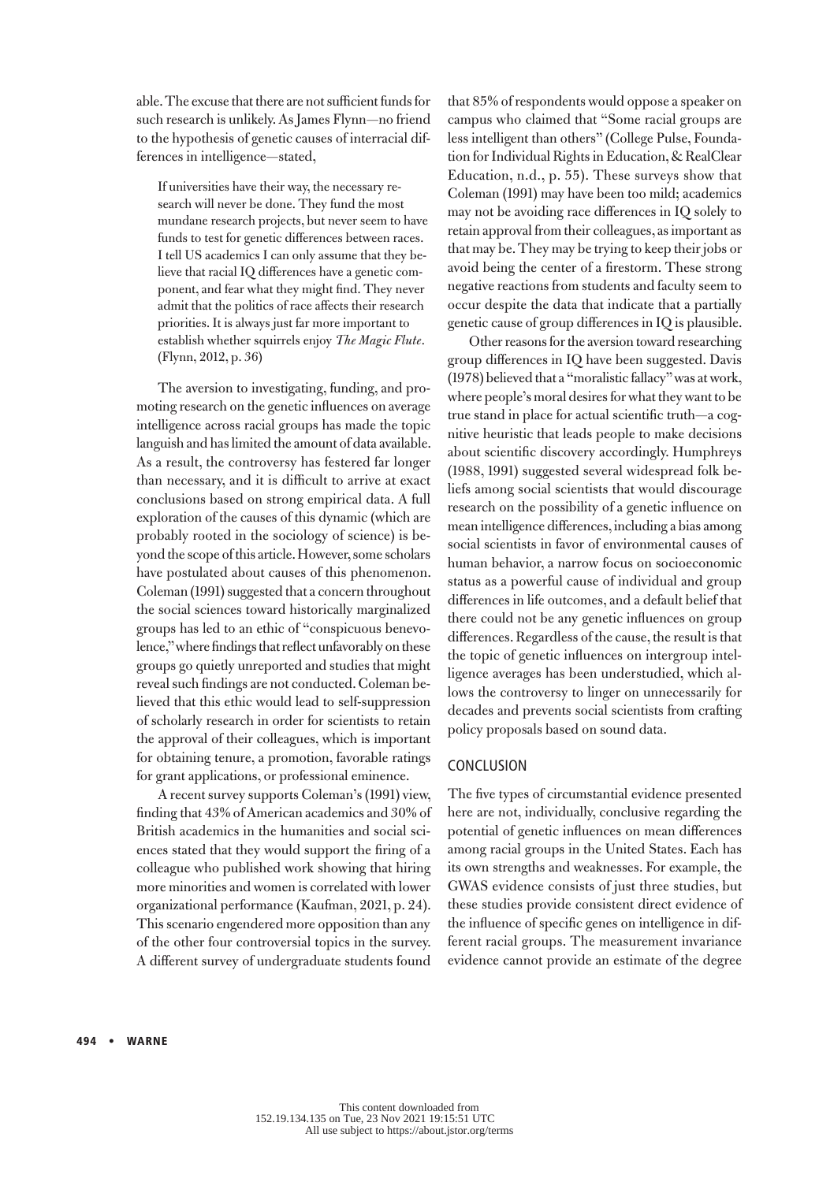able. The excuse that there are not sufficient funds for such research is unlikely. As James Flynn—no friend to the hypothesis of genetic causes of interracial differences in intelligence—stated,

> If universities have their way, the necessary research will never be done. They fund the most mundane research projects, but never seem to have funds to test for genetic differences between races. I tell US academics I can only assume that they believe that racial IQ differences have a genetic component, and fear what they might find. They never admit that the politics of race affects their research priorities. It is always just far more important to establish whether squirrels enjoy *The Magic Flute*. (Flynn, 2012, p. 36)

The aversion to investigating, funding, and promoting research on the genetic influences on average intelligence across racial groups has made the topic languish and has limited the amount of data available. As a result, the controversy has festered far longer than necessary, and it is difficult to arrive at exact conclusions based on strong empirical data. A full exploration of the causes of this dynamic (which are probably rooted in the sociology of science) is beyond the scope of this article. However, some scholars have postulated about causes of this phenomenon. Coleman (1991) suggested that a concern throughout the social sciences toward historically marginalized groups has led to an ethic of "conspicuous benevolence," where findings that reflect unfavorably on these groups go quietly unreported and studies that might reveal such findings are not conducted. Coleman believed that this ethic would lead to self-suppression of scholarly research in order for scientists to retain the approval of their colleagues, which is important for obtaining tenure, a promotion, favorable ratings for grant applications, or professional eminence.

A recent survey supports Coleman's (1991) view, finding that 43% of American academics and 30% of British academics in the humanities and social sciences stated that they would support the firing of a colleague who published work showing that hiring more minorities and women is correlated with lower organizational performance (Kaufman, 2021, p. 24). This scenario engendered more opposition than any of the other four controversial topics in the survey. A different survey of undergraduate students found that 85% of respondents would oppose a speaker on campus who claimed that "Some racial groups are less intelligent than others" (College Pulse, Foundation for Individual Rights in Education, & RealClear Education, n.d., p. 55). These surveys show that Coleman (1991) may have been too mild; academics may not be avoiding race differences in IQ solely to retain approval from their colleagues, as important as that may be. They may be trying to keep their jobs or avoid being the center of a firestorm. These strong negative reactions from students and faculty seem to occur despite the data that indicate that a partially genetic cause of group differences in IQ is plausible.

Other reasons for the aversion toward researching group differences in IQ have been suggested. Davis (1978) believed that a "moralistic fallacy" was at work, where people's moral desires for what they want to be true stand in place for actual scientific truth—a cognitive heuristic that leads people to make decisions about scientific discovery accordingly. Humphreys (1988, 1991) suggested several widespread folk beliefs among social scientists that would discourage research on the possibility of a genetic influence on mean intelligence differences, including a bias among social scientists in favor of environmental causes of human behavior, a narrow focus on socioeconomic status as a powerful cause of individual and group differences in life outcomes, and a default belief that there could not be any genetic influences on group differences. Regardless of the cause, the result is that the topic of genetic influences on intergroup intelligence averages has been understudied, which allows the controversy to linger on unnecessarily for decades and prevents social scientists from crafting policy proposals based on sound data.

## CONCLUSION

The five types of circumstantial evidence presented here are not, individually, conclusive regarding the potential of genetic influences on mean differences among racial groups in the United States. Each has its own strengths and weaknesses. For example, the GWAS evidence consists of just three studies, but these studies provide consistent direct evidence of the influence of specific genes on intelligence in different racial groups. The measurement invariance evidence cannot provide an estimate of the degree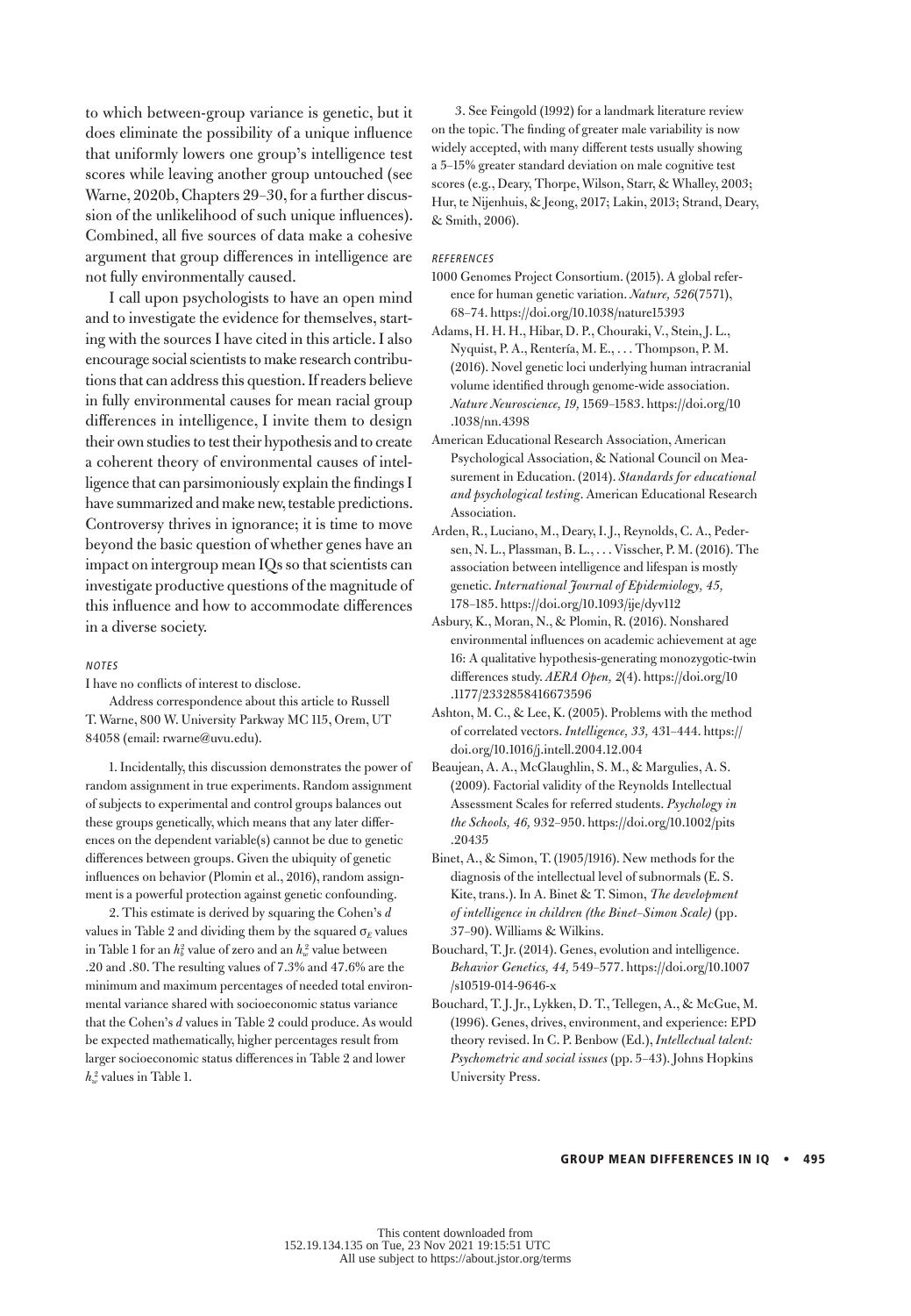to which between-group variance is genetic, but it does eliminate the possibility of a unique influence that uniformly lowers one group's intelligence test scores while leaving another group untouched (see Warne, 2020b, Chapters 29–30, for a further discussion of the unlikelihood of such unique influences). Combined, all five sources of data make a cohesive argument that group differences in intelligence are not fully environmentally caused.

I call upon psychologists to have an open mind and to investigate the evidence for themselves, starting with the sources I have cited in this article. I also encourage social scientists to make research contributions that can address this question. If readers believe in fully environmental causes for mean racial group differences in intelligence, I invite them to design their own studies to test their hypothesis and to create a coherent theory of environmental causes of intelligence that can parsimoniously explain the findings I have summarized and make new, testable predictions. Controversy thrives in ignorance; it is time to move beyond the basic question of whether genes have an impact on intergroup mean IQs so that scientists can investigate productive questions of the magnitude of this influence and how to accommodate differences in a diverse society.

### NOTES

I have no conflicts of interest to disclose.

Address correspondence about this article to Russell T. Warne, 800 W. University Parkway MC 115, Orem, UT 84058 (email: rwarne@uvu.edu).

1. Incidentally, this discussion demonstrates the power of random assignment in true experiments. Random assignment of subjects to experimental and control groups balances out these groups genetically, which means that any later differences on the dependent variable(s) cannot be due to genetic differences between groups. Given the ubiquity of genetic influences on behavior (Plomin et al., 2016), random assignment is a powerful protection against genetic confounding.

2. This estimate is derived by squaring the Cohen's *d* values in Table 2 and dividing them by the squared $\sigma_E$ values in Table 1 for an $h_b^2$ value of zero and an $h_w^2$ value between .20 and .80. The resulting values of 7.3% and 47.6% are the minimum and maximum percentages of needed total environmental variance shared with socioeconomic status variance that the Cohen's *d* values in Table 2 could produce. As would be expected mathematically, higher percentages result from larger socioeconomic status differences in Table 2 and lower $h_w^2$ values in Table 1.

3. See Feingold (1992) for a landmark literature review on the topic. The finding of greater male variability is now widely accepted, with many different tests usually showing a 5–15% greater standard deviation on male cognitive test scores (e.g., Deary, Thorpe, Wilson, Starr, & Whalley, 2003; Hur, te Nijenhuis, & Jeong, 2017; Lakin, 2013; Strand, Deary, & Smith, 2006).

### REFERENCES

1000 Genomes Project Consortium. (2015). A global reference for human genetic variation. *Nature, 526*(7571), 68–74. https://doi.org/10.1038/nature15393

Adams, H. H. H., Hibar, D. P., Chouraki, V., Stein, J. L., Nyquist, P. A., Rentería, M. E., . . . Thompson, P. M. (2016). Novel genetic loci underlying human intracranial volume identified through genome-wide association. *Nature Neuroscience, 19,* 1569–1583. https://doi.org/10.1038/nn.4398

American Educational Research Association, American Psychological Association, & National Council on Measurement in Education. (2014). *Standards for educational and psychological testing*. American Educational Research Association.

Arden, R., Luciano, M., Deary, I. J., Reynolds, C. A., Pedersen, N. L., Plassman, B. L., . . . Visscher, P. M. (2016). The association between intelligence and lifespan is mostly genetic. *International Journal of Epidemiology, 45,* 178–185. https://doi.org/10.1093/ije/dyv112

Asbury, K., Moran, N., & Plomin, R. (2016). Nonshared environmental influences on academic achievement at age 16: A qualitative hypothesis-generating monozygotic-twin differences study. *AERA Open, 2*(4). https://doi.org/10.1177/2332858416673596

Ashton, M. C., & Lee, K. (2005). Problems with the method of correlated vectors. *Intelligence, 33,* 431–444. https://doi.org/10.1016/j.intell.2004.12.004

Beaujean, A. A., McGlaughlin, S. M., & Margulies, A. S. (2009). Factorial validity of the Reynolds Intellectual Assessment Scales for referred students. *Psychology in the Schools, 46,* 932–950. https://doi.org/10.1002/pits.20435

Binet, A., & Simon, T. (1905/1916). New methods for the diagnosis of the intellectual level of subnormals (E. S. Kite, trans.). In A. Binet & T. Simon, *The development of intelligence in children (the Binet–Simon Scale)* (pp. 37–90). Williams & Wilkins.

Bouchard, T. Jr. (2014). Genes, evolution and intelligence. *Behavior Genetics, 44,* 549–577. https://doi.org/10.1007/s10519-014-9646-x

Bouchard, T. J. Jr., Lykken, D. T., Tellegen, A., & McGue, M. (1996). Genes, drives, environment, and experience: EPD theory revised. In C. P. Benbow (Ed.), *Intellectual talent: Psychometric and social issues* (pp. 5–43). Johns Hopkins University Press.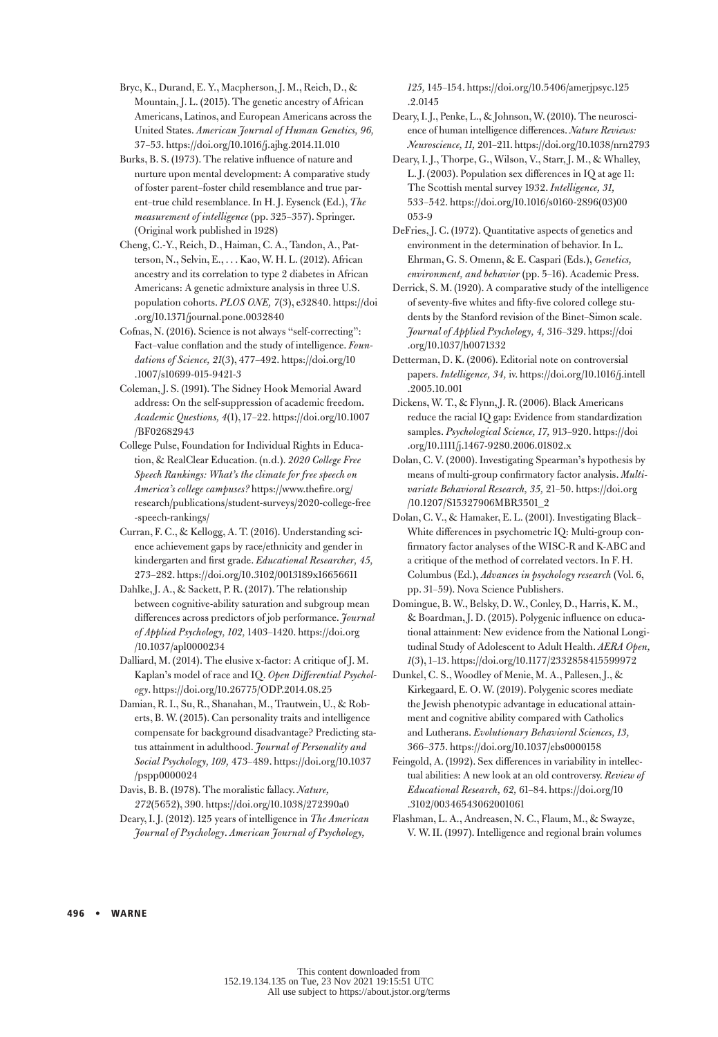Bryc, K., Durand, E. Y., Macpherson, J. M., Reich, D., & Mountain, J. L. (2015). The genetic ancestry of African Americans, Latinos, and European Americans across the United States. *American Journal of Human Genetics, 96,* 37–53. https://doi.org/10.1016/j.ajhg.2014.11.010

Burks, B. S. (1973). The relative influence of nature and nurture upon mental development: A comparative study of foster parent–foster child resemblance and true parent–true child resemblance. In H. J. Eysenck (Ed.), *The measurement of intelligence* (pp. 325–357). Springer. (Original work published in 1928)

Cheng, C.-Y., Reich, D., Haiman, C. A., Tandon, A., Patterson, N., Selvin, E., . . . Kao, W. H. L. (2012). African ancestry and its correlation to type 2 diabetes in African Americans: A genetic admixture analysis in three U.S. population cohorts. *PLOS ONE, 7*(3), e32840. https://doi.org/10.1371/journal.pone.0032840

Cofnas, N. (2016). Science is not always "self-correcting": Fact–value conflation and the study of intelligence. *Foundations of Science, 21*(3), 477–492. https://doi.org/10.1007/s10699-015-9421-3

Coleman, J. S. (1991). The Sidney Hook Memorial Award address: On the self-suppression of academic freedom. *Academic Questions, 4*(1), 17–22. https://doi.org/10.1007/BF02682943

College Pulse, Foundation for Individual Rights in Education, & RealClear Education. (n.d.). *2020 College Free Speech Rankings: What's the climate for free speech on America's college campuses?* https://www.thefire.org/research/publications/student-surveys/2020-college-free-speech-rankings/

Curran, F. C., & Kellogg, A. T. (2016). Understanding science achievement gaps by race/ethnicity and gender in kindergarten and first grade. *Educational Researcher, 45,* 273–282. https://doi.org/10.3102/0013189x16656611

Dahlke, J. A., & Sackett, P. R. (2017). The relationship between cognitive-ability saturation and subgroup mean differences across predictors of job performance. *Journal of Applied Psychology, 102,* 1403–1420. https://doi.org/10.1037/apl0000234

Dalliard, M. (2014). The elusive x-factor: A critique of J. M. Kaplan's model of race and IQ. *Open Differential Psychology*. https://doi.org/10.26775/ODP.2014.08.25

Damian, R. I., Su, R., Shanahan, M., Trautwein, U., & Roberts, B. W. (2015). Can personality traits and intelligence compensate for background disadvantage? Predicting status attainment in adulthood. *Journal of Personality and Social Psychology, 109,* 473–489. https://doi.org/10.1037/pspp0000024

Davis, B. B. (1978). The moralistic fallacy. *Nature, 272*(5652), 390. https://doi.org/10.1038/272390a0

Deary, I. J. (2012). 125 years of intelligence in *The American Journal of Psychology*. *American Journal of Psychology, 125,* 145–154. https://doi.org/10.5406/amerjpsyc.125.2.0145

Deary, I. J., Penke, L., & Johnson, W. (2010). The neuroscience of human intelligence differences. *Nature Reviews: Neuroscience, 11,* 201–211. https://doi.org/10.1038/nrn2793

Deary, I. J., Thorpe, G., Wilson, V., Starr, J. M., & Whalley, L. J. (2003). Population sex differences in IQ at age 11: The Scottish mental survey 1932. *Intelligence, 31,* 533–542. https://doi.org/10.1016/s0160-2896(03)00053-9

DeFries, J. C. (1972). Quantitative aspects of genetics and environment in the determination of behavior. In L. Ehrman, G. S. Omenn, & E. Caspari (Eds.), *Genetics, environment, and behavior* (pp. 5–16). Academic Press.

Derrick, S. M. (1920). A comparative study of the intelligence of seventy-five whites and fifty-five colored college students by the Stanford revision of the Binet–Simon scale. *Journal of Applied Psychology, 4,* 316–329. https://doi.org/10.1037/h0071332

Detterman, D. K. (2006). Editorial note on controversial papers. *Intelligence, 34,* iv. https://doi.org/10.1016/j.intell.2005.10.001

Dickens, W. T., & Flynn, J. R. (2006). Black Americans reduce the racial IQ gap: Evidence from standardization samples. *Psychological Science, 17,* 913–920. https://doi.org/10.1111/j.1467-9280.2006.01802.x

Dolan, C. V. (2000). Investigating Spearman's hypothesis by means of multi-group confirmatory factor analysis. *Multivariate Behavioral Research, 35,* 21–50. https://doi.org/10.1207/S15327906MBR3501_2

Dolan, C. V., & Hamaker, E. L. (2001). Investigating Black–White differences in psychometric IQ: Multi-group confirmatory factor analyses of the WISC-R and K-ABC and a critique of the method of correlated vectors. In F. H. Columbus (Ed.), *Advances in psychology research* (Vol. 6, pp. 31–59). Nova Science Publishers.

Domingue, B. W., Belsky, D. W., Conley, D., Harris, K. M., & Boardman, J. D. (2015). Polygenic influence on educational attainment: New evidence from the National Longitudinal Study of Adolescent to Adult Health. *AERA Open, 1*(3), 1–13. https://doi.org/10.1177/2332858415599972

Dunkel, C. S., Woodley of Menie, M. A., Pallesen, J., & Kirkegaard, E. O. W. (2019). Polygenic scores mediate the Jewish phenotypic advantage in educational attainment and cognitive ability compared with Catholics and Lutherans. *Evolutionary Behavioral Sciences, 13,* 366–375. https://doi.org/10.1037/ebs0000158

Feingold, A. (1992). Sex differences in variability in intellectual abilities: A new look at an old controversy. *Review of Educational Research, 62,* 61–84. https://doi.org/10.3102/00346543062001061

Flashman, L. A., Andreasen, N. C., Flaum, M., & Swayze, V. W. II. (1997). Intelligence and regional brain volumes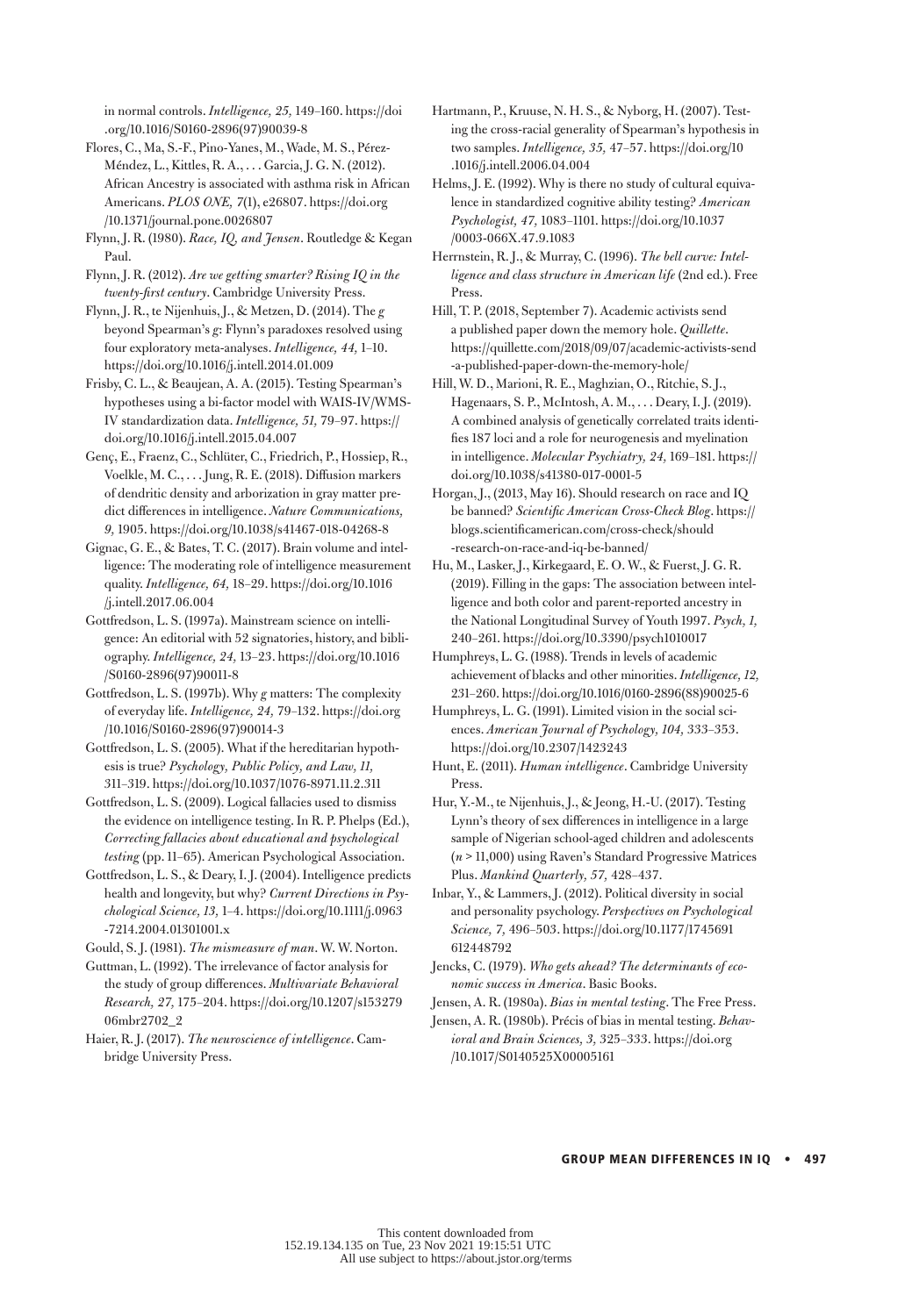in normal controls. *Intelligence, 25,* 149–160. https://doi.org/10.1016/S0160-2896(97)90039-8

Flores, C., Ma, S.-F., Pino-Yanes, M., Wade, M. S., Pérez-Méndez, L., Kittles, R. A., . . . Garcia, J. G. N. (2012). African Ancestry is associated with asthma risk in African Americans. *PLOS ONE, 7*(1), e26807. https://doi.org/10.1371/journal.pone.0026807

Flynn, J. R. (1980). *Race, IQ, and Jensen*. Routledge & Kegan Paul.

Flynn, J. R. (2012). *Are we getting smarter? Rising IQ in the twenty-first century*. Cambridge University Press.

Flynn, J. R., te Nijenhuis, J., & Metzen, D. (2014). The *g* beyond Spearman's *g*: Flynn's paradoxes resolved using four exploratory meta-analyses. *Intelligence, 44,* 1–10. https://doi.org/10.1016/j.intell.2014.01.009

Frisby, C. L., & Beaujean, A. A. (2015). Testing Spearman's hypotheses using a bi-factor model with WAIS-IV/WMS-IV standardization data. *Intelligence, 51,* 79–97. https://doi.org/10.1016/j.intell.2015.04.007

Genç, E., Fraenz, C., Schlüter, C., Friedrich, P., Hossiep, R., Voelkle, M. C., . . . Jung, R. E. (2018). Diffusion markers of dendritic density and arborization in gray matter predict differences in intelligence. *Nature Communications, 9,* 1905. https://doi.org/10.1038/s41467-018-04268-8

Gignac, G. E., & Bates, T. C. (2017). Brain volume and intelligence: The moderating role of intelligence measurement quality. *Intelligence, 64,* 18–29. https://doi.org/10.1016/j.intell.2017.06.004

Gottfredson, L. S. (1997a). Mainstream science on intelligence: An editorial with 52 signatories, history, and bibliography. *Intelligence, 24,* 13–23. https://doi.org/10.1016/S0160-2896(97)90011-8

Gottfredson, L. S. (1997b). Why *g* matters: The complexity of everyday life. *Intelligence, 24,* 79–132. https://doi.org/10.1016/S0160-2896(97)90014-3

Gottfredson, L. S. (2005). What if the hereditarian hypothesis is true? *Psychology, Public Policy, and Law, 11,* 311–319. https://doi.org/10.1037/1076-8971.11.2.311

Gottfredson, L. S. (2009). Logical fallacies used to dismiss the evidence on intelligence testing. In R. P. Phelps (Ed.), *Correcting fallacies about educational and psychological testing* (pp. 11–65). American Psychological Association.

Gottfredson, L. S., & Deary, I. J. (2004). Intelligence predicts health and longevity, but why? *Current Directions in Psychological Science, 13,* 1–4. https://doi.org/10.1111/j.0963-7214.2004.01301001.x

Gould, S. J. (1981). *The mismeasure of man*. W. W. Norton.

Guttman, L. (1992). The irrelevance of factor analysis for the study of group differences. *Multivariate Behavioral Research, 27,* 175–204. https://doi.org/10.1207/s15327906mbr2702_2

Haier, R. J. (2017). *The neuroscience of intelligence*. Cambridge University Press.

Hartmann, P., Kruuse, N. H. S., & Nyborg, H. (2007). Testing the cross-racial generality of Spearman's hypothesis in two samples. *Intelligence, 35,* 47–57. https://doi.org/10.1016/j.intell.2006.04.004

Helms, J. E. (1992). Why is there no study of cultural equivalence in standardized cognitive ability testing? *American Psychologist, 47,* 1083–1101. https://doi.org/10.1037/0003-066X.47.9.1083

Herrnstein, R. J., & Murray, C. (1996). *The bell curve: Intelligence and class structure in American life* (2nd ed.). Free Press.

Hill, T. P. (2018, September 7). Academic activists send a published paper down the memory hole. *Quillette*. https://quillette.com/2018/09/07/academic-activists-send-a-published-paper-down-the-memory-hole/

Hill, W. D., Marioni, R. E., Maghzian, O., Ritchie, S. J., Hagenaars, S. P., McIntosh, A. M., . . . Deary, I. J. (2019). A combined analysis of genetically correlated traits identifies 187 loci and a role for neurogenesis and myelination in intelligence. *Molecular Psychiatry, 24,* 169–181. https://doi.org/10.1038/s41380-017-0001-5

Horgan, J., (2013, May 16). Should research on race and IQ be banned? *Scientific American Cross-Check Blog*. https://blogs.scientificamerican.com/cross-check/should-research-on-race-and-iq-be-banned/

Hu, M., Lasker, J., Kirkegaard, E. O. W., & Fuerst, J. G. R. (2019). Filling in the gaps: The association between intelligence and both color and parent-reported ancestry in the National Longitudinal Survey of Youth 1997. *Psych, 1,* 240–261. https://doi.org/10.3390/psych1010017

Humphreys, L. G. (1988). Trends in levels of academic achievement of blacks and other minorities. *Intelligence, 12,* 231–260. https://doi.org/10.1016/0160-2896(88)90025-6

Humphreys, L. G. (1991). Limited vision in the social sciences. *American Journal of Psychology, 104,* 333–353. https://doi.org/10.2307/1423243

Hunt, E. (2011). *Human intelligence*. Cambridge University Press.

Hur, Y.-M., te Nijenhuis, J., & Jeong, H.-U. (2017). Testing Lynn's theory of sex differences in intelligence in a large sample of Nigerian school-aged children and adolescents ($n$ > 11,000) using Raven's Standard Progressive Matrices Plus. *Mankind Quarterly, 57,* 428–437.

Inbar, Y., & Lammers, J. (2012). Political diversity in social and personality psychology. *Perspectives on Psychological Science, 7,* 496–503. https://doi.org/10.1177/1745691612448792

Jencks, C. (1979). *Who gets ahead? The determinants of economic success in America*. Basic Books.

Jensen, A. R. (1980a). *Bias in mental testing*. The Free Press.

Jensen, A. R. (1980b). Précis of bias in mental testing. *Behavioral and Brain Sciences, 3,* 325–333. https://doi.org/10.1017/S0140525X00005161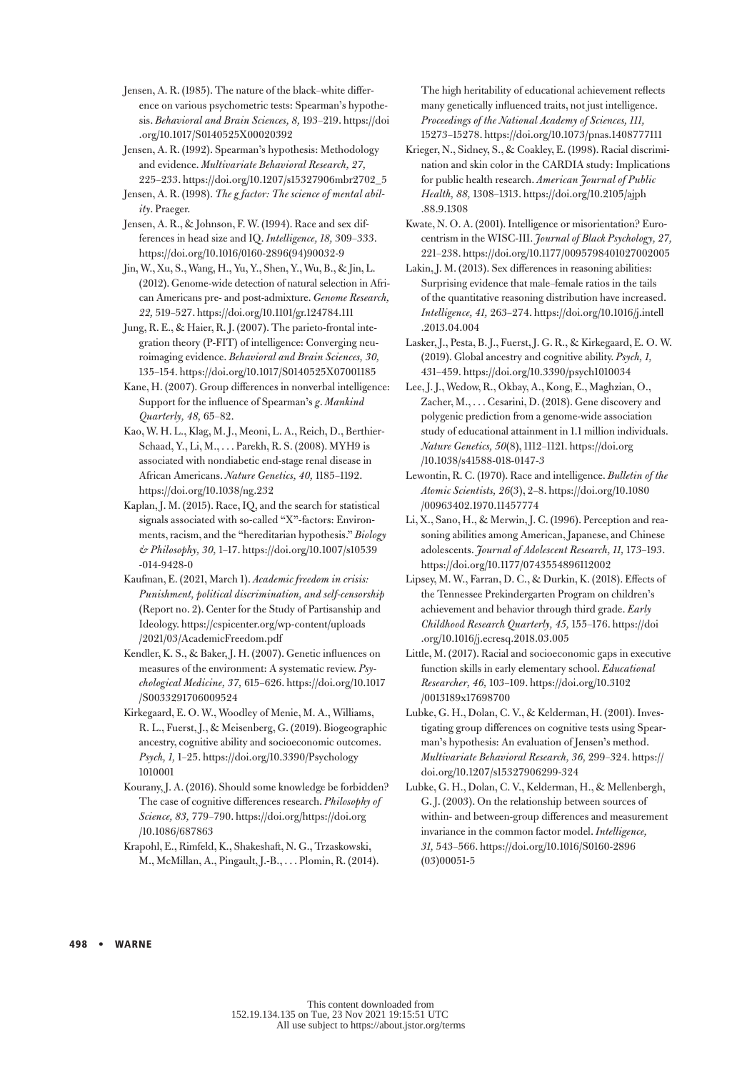Jensen, A. R. (1985). The nature of the black–white difference on various psychometric tests: Spearman's hypothesis. *Behavioral and Brain Sciences, 8,* 193–219. https://doi.org/10.1017/S0140525X00020392

Jensen, A. R. (1992). Spearman's hypothesis: Methodology and evidence. *Multivariate Behavioral Research, 27,* 225–233. https://doi.org/10.1207/s15327906mbr2702_5

Jensen, A. R. (1998). *The g factor: The science of mental ability*. Praeger.

Jensen, A. R., & Johnson, F. W. (1994). Race and sex differences in head size and IQ. *Intelligence, 18,* 309–333. https://doi.org/10.1016/0160-2896(94)90032-9

Jin, W., Xu, S., Wang, H., Yu, Y., Shen, Y., Wu, B., & Jin, L. (2012). Genome-wide detection of natural selection in African Americans pre- and post-admixture. *Genome Research, 22,* 519–527. https://doi.org/10.1101/gr.124784.111

Jung, R. E., & Haier, R. J. (2007). The parieto-frontal integration theory (P-FIT) of intelligence: Converging neuroimaging evidence. *Behavioral and Brain Sciences, 30,* 135–154. https://doi.org/10.1017/S0140525X07001185

Kane, H. (2007). Group differences in nonverbal intelligence: Support for the influence of Spearman's *g*. *Mankind Quarterly, 48,* 65–82.

Kao, W. H. L., Klag, M. J., Meoni, L. A., Reich, D., Berthier-Schaad, Y., Li, M., . . . Parekh, R. S. (2008). MYH9 is associated with nondiabetic end-stage renal disease in African Americans. *Nature Genetics, 40,* 1185–1192. https://doi.org/10.1038/ng.232

Kaplan, J. M. (2015). Race, IQ, and the search for statistical signals associated with so-called "X"-factors: Environments, racism, and the "hereditarian hypothesis." *Biology & Philosophy, 30,* 1–17. https://doi.org/10.1007/s10539-014-9428-0

Kaufman, E. (2021, March 1). *Academic freedom in crisis: Punishment, political discrimination, and self-censorship* (Report no. 2). Center for the Study of Partisanship and Ideology. https://cspicenter.org/wp-content/uploads/2021/03/AcademicFreedom.pdf

Kendler, K. S., & Baker, J. H. (2007). Genetic influences on measures of the environment: A systematic review. *Psychological Medicine, 37,* 615–626. https://doi.org/10.1017/S0033291706009524

Kirkegaard, E. O. W., Woodley of Menie, M. A., Williams, R. L., Fuerst, J., & Meisenberg, G. (2019). Biogeographic ancestry, cognitive ability and socioeconomic outcomes. *Psych, 1,* 1–25. https://doi.org/10.3390/Psychology1010001

Kourany, J. A. (2016). Should some knowledge be forbidden? The case of cognitive differences research. *Philosophy of Science, 83,* 779–790. https://doi.org/https://doi.org/10.1086/687863

Krapohl, E., Rimfeld, K., Shakeshaft, N. G., Trzaskowski, M., McMillan, A., Pingault, J.-B., . . . Plomin, R. (2014). The high heritability of educational achievement reflects many genetically influenced traits, not just intelligence. *Proceedings of the National Academy of Sciences, 111,* 15273–15278. https://doi.org/10.1073/pnas.1408777111

Krieger, N., Sidney, S., & Coakley, E. (1998). Racial discrimination and skin color in the CARDIA study: Implications for public health research. *American Journal of Public Health, 88,* 1308–1313. https://doi.org/10.2105/ajph.88.9.1308

Kwate, N. O. A. (2001). Intelligence or misorientation? Eurocentrism in the WISC-III. *Journal of Black Psychology, 27,* 221–238. https://doi.org/10.1177/0095798401027002005

Lakin, J. M. (2013). Sex differences in reasoning abilities: Surprising evidence that male–female ratios in the tails of the quantitative reasoning distribution have increased. *Intelligence, 41,* 263–274. https://doi.org/10.1016/j.intell.2013.04.004

Lasker, J., Pesta, B. J., Fuerst, J. G. R., & Kirkegaard, E. O. W. (2019). Global ancestry and cognitive ability. *Psych, 1,* 431–459. https://doi.org/10.3390/psych1010034

Lee, J. J., Wedow, R., Okbay, A., Kong, E., Maghzian, O., Zacher, M., . . . Cesarini, D. (2018). Gene discovery and polygenic prediction from a genome-wide association study of educational attainment in 1.1 million individuals. *Nature Genetics, 50*(8), 1112–1121. https://doi.org/10.1038/s41588-018-0147-3

Lewontin, R. C. (1970). Race and intelligence. *Bulletin of the Atomic Scientists, 26*(3), 2–8. https://doi.org/10.1080/00963402.1970.11457774

Li, X., Sano, H., & Merwin, J. C. (1996). Perception and reasoning abilities among American, Japanese, and Chinese adolescents. *Journal of Adolescent Research, 11,* 173–193. https://doi.org/10.1177/0743554896112002

Lipsey, M. W., Farran, D. C., & Durkin, K. (2018). Effects of the Tennessee Prekindergarten Program on children's achievement and behavior through third grade. *Early Childhood Research Quarterly, 45,* 155–176. https://doi.org/10.1016/j.ecresq.2018.03.005

Little, M. (2017). Racial and socioeconomic gaps in executive function skills in early elementary school. *Educational Researcher, 46,* 103–109. https://doi.org/10.3102/0013189x17698700

Lubke, G. H., Dolan, C. V., & Kelderman, H. (2001). Investigating group differences on cognitive tests using Spearman's hypothesis: An evaluation of Jensen's method. *Multivariate Behavioral Research, 36,* 299–324. https://doi.org/10.1207/s15327906299-324

Lubke, G. H., Dolan, C. V., Kelderman, H., & Mellenbergh, G. J. (2003). On the relationship between sources of within- and between-group differences and measurement invariance in the common factor model. *Intelligence, 31,* 543–566. https://doi.org/10.1016/S0160-2896(03)00051-5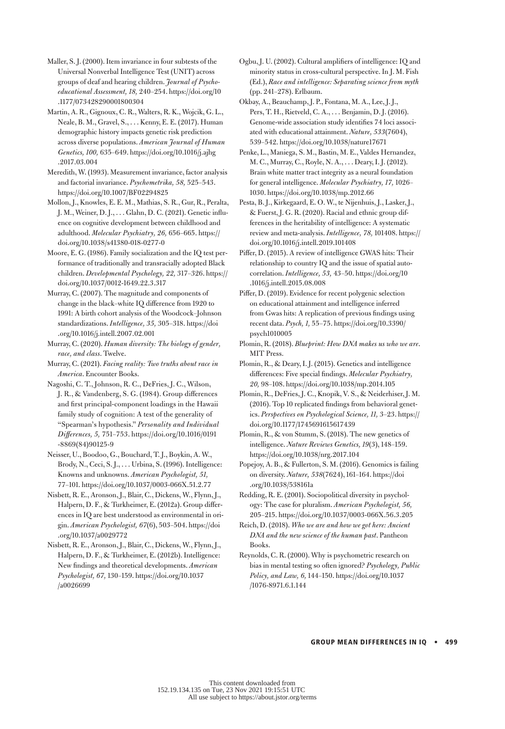Maller, S. J. (2000). Item invariance in four subtests of the Universal Nonverbal Intelligence Test (UNIT) across groups of deaf and hearing children. *Journal of Psychoeducational Assessment, 18,* 240–254. https://doi.org/10.1177/073428290001800304

Martin, A. R., Gignoux, C. R., Walters, R. K., Wojcik, G. L., Neale, B. M., Gravel, S., . . . Kenny, E. E. (2017). Human demographic history impacts genetic risk prediction across diverse populations. *American Journal of Human Genetics, 100,* 635–649. https://doi.org/10.1016/j.ajhg.2017.03.004

Meredith, W. (1993). Measurement invariance, factor analysis and factorial invariance. *Psychometrika, 58,* 525–543. https://doi.org/10.1007/BF02294825

Mollon, J., Knowles, E. E. M., Mathias, S. R., Gur, R., Peralta, J. M., Weiner, D. J., . . . Glahn, D. C. (2021). Genetic influence on cognitive development between childhood and adulthood. *Molecular Psychiatry, 26,* 656–665. https://doi.org/10.1038/s41380-018-0277-0

Moore, E. G. (1986). Family socialization and the IQ test performance of traditionally and transracially adopted Black children. *Developmental Psychology, 22,* 317–326. https://doi.org/10.1037/0012-1649.22.3.317

Murray, C. (2007). The magnitude and components of change in the black–white IQ difference from 1920 to 1991: A birth cohort analysis of the Woodcock–Johnson standardizations. *Intelligence, 35,* 305–318. https://doi.org/10.1016/j.intell.2007.02.001

Murray, C. (2020). *Human diversity: The biology of gender, race, and class*. Twelve.

Murray, C. (2021). *Facing reality: Two truths about race in America*. Encounter Books.

Nagoshi, C. T., Johnson, R. C., DeFries, J. C., Wilson, J. R., & Vandenberg, S. G. (1984). Group differences and first principal-component loadings in the Hawaii family study of cognition: A test of the generality of "Spearman's hypothesis." *Personality and Individual Differences, 5,* 751–753. https://doi.org/10.1016/0191-8869(84)90125-9

Neisser, U., Boodoo, G., Bouchard, T. J., Boykin, A. W., Brody, N., Ceci, S. J., . . . Urbina, S. (1996). Intelligence: Knowns and unknowns. *American Psychologist, 51,* 77–101. https://doi.org/10.1037/0003-066X.51.2.77

Nisbett, R. E., Aronson, J., Blair, C., Dickens, W., Flynn, J., Halpern, D. F., & Turkheimer, E. (2012a). Group differences in IQ are best understood as environmental in origin. *American Psychologist, 67*(6), 503–504. https://doi.org/10.1037/a0029772

Nisbett, R. E., Aronson, J., Blair, C., Dickens, W., Flynn, J., Halpern, D. F., & Turkheimer, E. (2012b). Intelligence: New findings and theoretical developments. *American Psychologist, 67,* 130–159. https://doi.org/10.1037/a0026699

Ogbu, J. U. (2002). Cultural amplifiers of intelligence: IQ and minority status in cross-cultural perspective. In J. M. Fish (Ed.), *Race and intelligence: Separating science from myth* (pp. 241–278). Erlbaum.

Okbay, A., Beauchamp, J. P., Fontana, M. A., Lee, J. J., Pers, T. H., Rietveld, C. A., . . . Benjamin, D. J. (2016). Genome-wide association study identifies 74 loci associated with educational attainment. *Nature, 533*(7604), 539–542. https://doi.org/10.1038/nature17671

Penke, L., Maniega, S. M., Bastin, M. E., Valdes Hernandez, M. C., Murray, C., Royle, N. A., . . . Deary, I. J. (2012). Brain white matter tract integrity as a neural foundation for general intelligence. *Molecular Psychiatry, 17,* 1026–1030. https://doi.org/10.1038/mp.2012.66

Pesta, B. J., Kirkegaard, E. O. W., te Nijenhuis, J., Lasker, J., & Fuerst, J. G. R. (2020). Racial and ethnic group differences in the heritability of intelligence: A systematic review and meta-analysis. *Intelligence, 78,* 101408. https://doi.org/10.1016/j.intell.2019.101408

Piffer, D. (2015). A review of intelligence GWAS hits: Their relationship to country IQ and the issue of spatial autocorrelation. *Intelligence, 53,* 43–50. https://doi.org/10.1016/j.intell.2015.08.008

Piffer, D. (2019). Evidence for recent polygenic selection on educational attainment and intelligence inferred from Gwas hits: A replication of previous findings using recent data. *Psych, 1,* 55–75. https://doi.org/10.3390/psych1010005

Plomin, R. (2018). *Blueprint: How DNA makes us who we are*. MIT Press.

Plomin, R., & Deary, I. J. (2015). Genetics and intelligence differences: Five special findings. *Molecular Psychiatry, 20,* 98–108. https://doi.org/10.1038/mp.2014.105

Plomin, R., DeFries, J. C., Knopik, V. S., & Neiderhiser, J. M. (2016). Top 10 replicated findings from behavioral genetics. *Perspectives on Psychological Science, 11,* 3–23. https://doi.org/10.1177/1745691615617439

Plomin, R., & von Stumm, S. (2018). The new genetics of intelligence. *Nature Reviews Genetics, 19*(3), 148–159. https://doi.org/10.1038/nrg.2017.104

Popejoy, A. B., & Fullerton, S. M. (2016). Genomics is failing on diversity. *Nature, 538*(7624), 161–164. https://doi.org/10.1038/538161a

Redding, R. E. (2001). Sociopolitical diversity in psychology: The case for pluralism. *American Psychologist, 56,* 205–215. https://doi.org/10.1037/0003-066X.56.3.205

Reich, D. (2018). *Who we are and how we got here: Ancient DNA and the new science of the human past*. Pantheon Books.

Reynolds, C. R. (2000). Why is psychometric research on bias in mental testing so often ignored? *Psychology, Public Policy, and Law, 6,* 144–150. https://doi.org/10.1037/1076-8971.6.1.144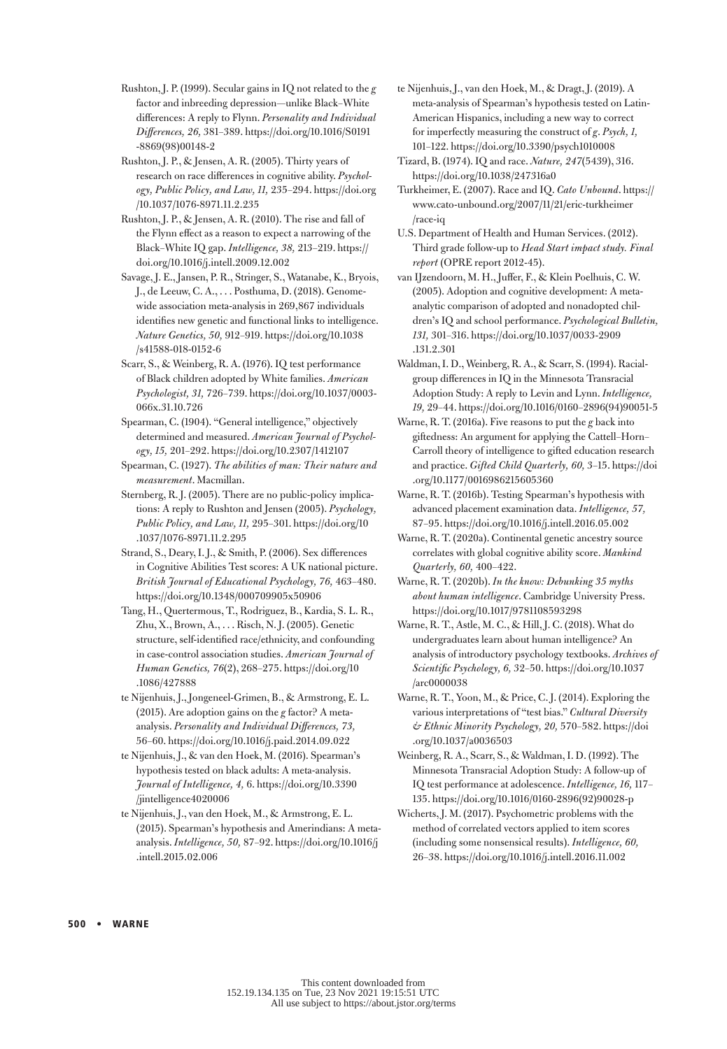Rushton, J. P. (1999). Secular gains in IQ not related to the *g* factor and inbreeding depression—unlike Black–White differences: A reply to Flynn. *Personality and Individual Differences, 26,* 381–389. https://doi.org/10.1016/S0191-8869(98)00148-2

Rushton, J. P., & Jensen, A. R. (2005). Thirty years of research on race differences in cognitive ability. *Psychology, Public Policy, and Law, 11,* 235–294. https://doi.org/10.1037/1076-8971.11.2.235

Rushton, J. P., & Jensen, A. R. (2010). The rise and fall of the Flynn effect as a reason to expect a narrowing of the Black–White IQ gap. *Intelligence, 38,* 213–219. https://doi.org/10.1016/j.intell.2009.12.002

Savage, J. E., Jansen, P. R., Stringer, S., Watanabe, K., Bryois, J., de Leeuw, C. A., . . . Posthuma, D. (2018). Genome-wide association meta-analysis in 269,867 individuals identifies new genetic and functional links to intelligence. *Nature Genetics, 50,* 912–919. https://doi.org/10.1038/s41588-018-0152-6

Scarr, S., & Weinberg, R. A. (1976). IQ test performance of Black children adopted by White families. *American Psychologist, 31,* 726–739. https://doi.org/10.1037/0003-066x.31.10.726

Spearman, C. (1904). "General intelligence," objectively determined and measured. *American Journal of Psychology, 15,* 201–292. https://doi.org/10.2307/1412107

Spearman, C. (1927). *The abilities of man: Their nature and measurement*. Macmillan.

Sternberg, R. J. (2005). There are no public-policy implications: A reply to Rushton and Jensen (2005). *Psychology, Public Policy, and Law, 11,* 295–301. https://doi.org/10.1037/1076-8971.11.2.295

Strand, S., Deary, I. J., & Smith, P. (2006). Sex differences in Cognitive Abilities Test scores: A UK national picture. *British Journal of Educational Psychology, 76,* 463–480. https://doi.org/10.1348/000709905x50906

Tang, H., Quertermous, T., Rodriguez, B., Kardia, S. L. R., Zhu, X., Brown, A., . . . Risch, N. J. (2005). Genetic structure, self-identified race/ethnicity, and confounding in case-control association studies. *American Journal of Human Genetics, 76*(2), 268–275. https://doi.org/10.1086/427888

te Nijenhuis, J., Jongeneel-Grimen, B., & Armstrong, E. L. (2015). Are adoption gains on the *g* factor? A meta-analysis. *Personality and Individual Differences, 73,* 56–60. https://doi.org/10.1016/j.paid.2014.09.022

te Nijenhuis, J., & van den Hoek, M. (2016). Spearman's hypothesis tested on black adults: A meta-analysis. *Journal of Intelligence, 4,* 6. https://doi.org/10.3390/jintelligence4020006

te Nijenhuis, J., van den Hoek, M., & Armstrong, E. L. (2015). Spearman's hypothesis and Amerindians: A meta-analysis. *Intelligence, 50,* 87–92. https://doi.org/10.1016/j.intell.2015.02.006

te Nijenhuis, J., van den Hoek, M., & Dragt, J. (2019). A meta-analysis of Spearman's hypothesis tested on Latin-American Hispanics, including a new way to correct for imperfectly measuring the construct of *g*. *Psych, 1,* 101–122. https://doi.org/10.3390/psych1010008

Tizard, B. (1974). IQ and race. *Nature, 247*(5439), 316. https://doi.org/10.1038/247316a0

Turkheimer, E. (2007). Race and IQ. *Cato Unbound*. https://www.cato-unbound.org/2007/11/21/eric-turkheimer/race-iq

U.S. Department of Health and Human Services. (2012). Third grade follow-up to *Head Start impact study. Final report* (OPRE report 2012-45).

van IJzendoorn, M. H., Juffer, F., & Klein Poelhuis, C. W. (2005). Adoption and cognitive development: A meta-analytic comparison of adopted and nonadopted children's IQ and school performance. *Psychological Bulletin, 131,* 301–316. https://doi.org/10.1037/0033-2909.131.2.301

Waldman, I. D., Weinberg, R. A., & Scarr, S. (1994). Racial-group differences in IQ in the Minnesota Transracial Adoption Study: A reply to Levin and Lynn. *Intelligence, 19,* 29–44. https://doi.org/10.1016/0160–2896(94)90051-5

Warne, R. T. (2016a). Five reasons to put the *g* back into giftedness: An argument for applying the Cattell–Horn–Carroll theory of intelligence to gifted education research and practice. *Gifted Child Quarterly, 60,* 3–15. https://doi.org/10.1177/0016986215605360

Warne, R. T. (2016b). Testing Spearman's hypothesis with advanced placement examination data. *Intelligence, 57,* 87–95. https://doi.org/10.1016/j.intell.2016.05.002

Warne, R. T. (2020a). Continental genetic ancestry source correlates with global cognitive ability score. *Mankind Quarterly, 60,* 400–422.

Warne, R. T. (2020b). *In the know: Debunking 35 myths about human intelligence*. Cambridge University Press. https://doi.org/10.1017/9781108593298

Warne, R. T., Astle, M. C., & Hill, J. C. (2018). What do undergraduates learn about human intelligence? An analysis of introductory psychology textbooks. *Archives of Scientific Psychology, 6,* 32–50. https://doi.org/10.1037/arc0000038

Warne, R. T., Yoon, M., & Price, C. J. (2014). Exploring the various interpretations of "test bias." *Cultural Diversity & Ethnic Minority Psychology, 20,* 570–582. https://doi.org/10.1037/a0036503

Weinberg, R. A., Scarr, S., & Waldman, I. D. (1992). The Minnesota Transracial Adoption Study: A follow-up of IQ test performance at adolescence. *Intelligence, 16,* 117–135. https://doi.org/10.1016/0160-2896(92)90028-p

Wicherts, J. M. (2017). Psychometric problems with the method of correlated vectors applied to item scores (including some nonsensical results). *Intelligence, 60,* 26–38. https://doi.org/10.1016/j.intell.2016.11.002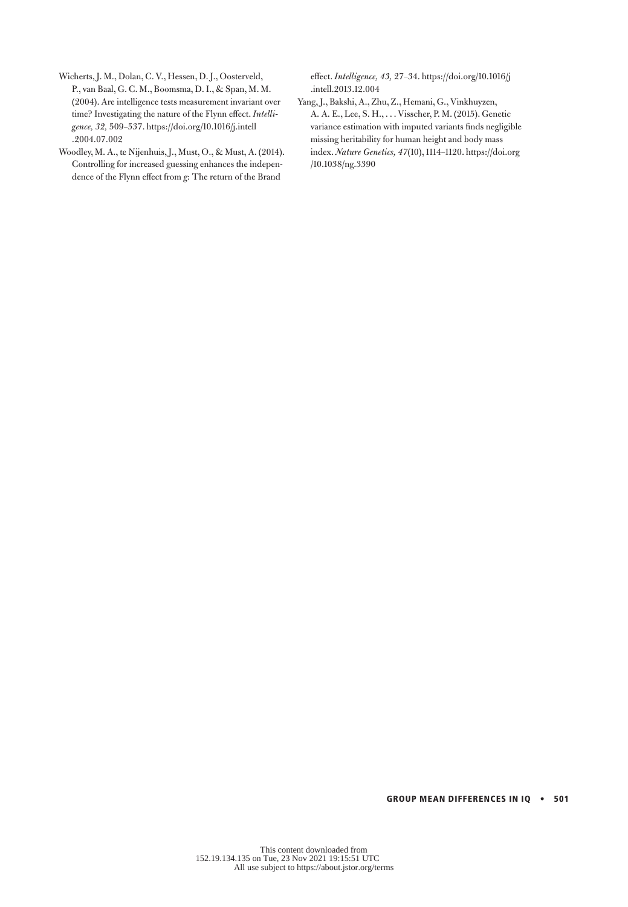Wicherts, J. M., Dolan, C. V., Hessen, D. J., Oosterveld, P., van Baal, G. C. M., Boomsma, D. I., & Span, M. M. (2004). Are intelligence tests measurement invariant over time? Investigating the nature of the Flynn effect. *Intelligence, 32,* 509–537. https://doi.org/10.1016/j.intell.2004.07.002

Woodley, M. A., te Nijenhuis, J., Must, O., & Must, A. (2014). Controlling for increased guessing enhances the independence of the Flynn effect from *g*: The return of the Brand effect. *Intelligence, 43,* 27–34. https://doi.org/10.1016/j.intell.2013.12.004

Yang, J., Bakshi, A., Zhu, Z., Hemani, G., Vinkhuyzen, A. A. E., Lee, S. H., . . . Visscher, P. M. (2015). Genetic variance estimation with imputed variants finds negligible missing heritability for human height and body mass index. *Nature Genetics, 47*(10), 1114–1120. https://doi.org/10.1038/ng.3390